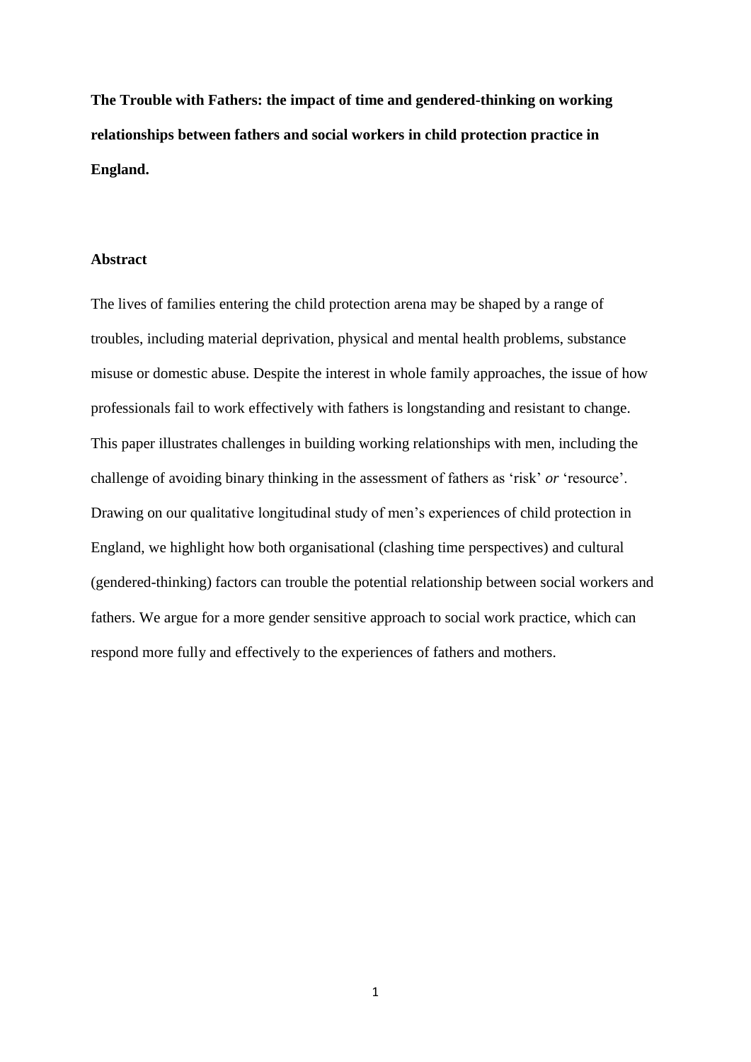# The Trouble with Fathers: the impact of time and gendered-thinking on working relationships between fathers and social workers in child protection practice in England.

## Abstract

The lives of families entering the child protection arena may be shaped by a range of troubles, including material deprivation, physical and mental health problems, substance misuse or domestic abuse. Despite the interest in whole family approaches, the issue of how professionals fail to work effectively with fathers is longstanding and resistant to change. This paper illustrates challenges in building working relationships with men, including the challenge of avoiding binary thinking in the assessment of fathers as 'risk' *or* 'resource'. Drawing on our qualitative longitudinal study of men's experiences of child protection in England, we highlight how both organisational (clashing time perspectives) and cultural (gendered-thinking) factors can trouble the potential relationship between social workers and fathers. We argue for a more gender sensitive approach to social work practice, which can respond more fully and effectively to the experiences of fathers and mothers.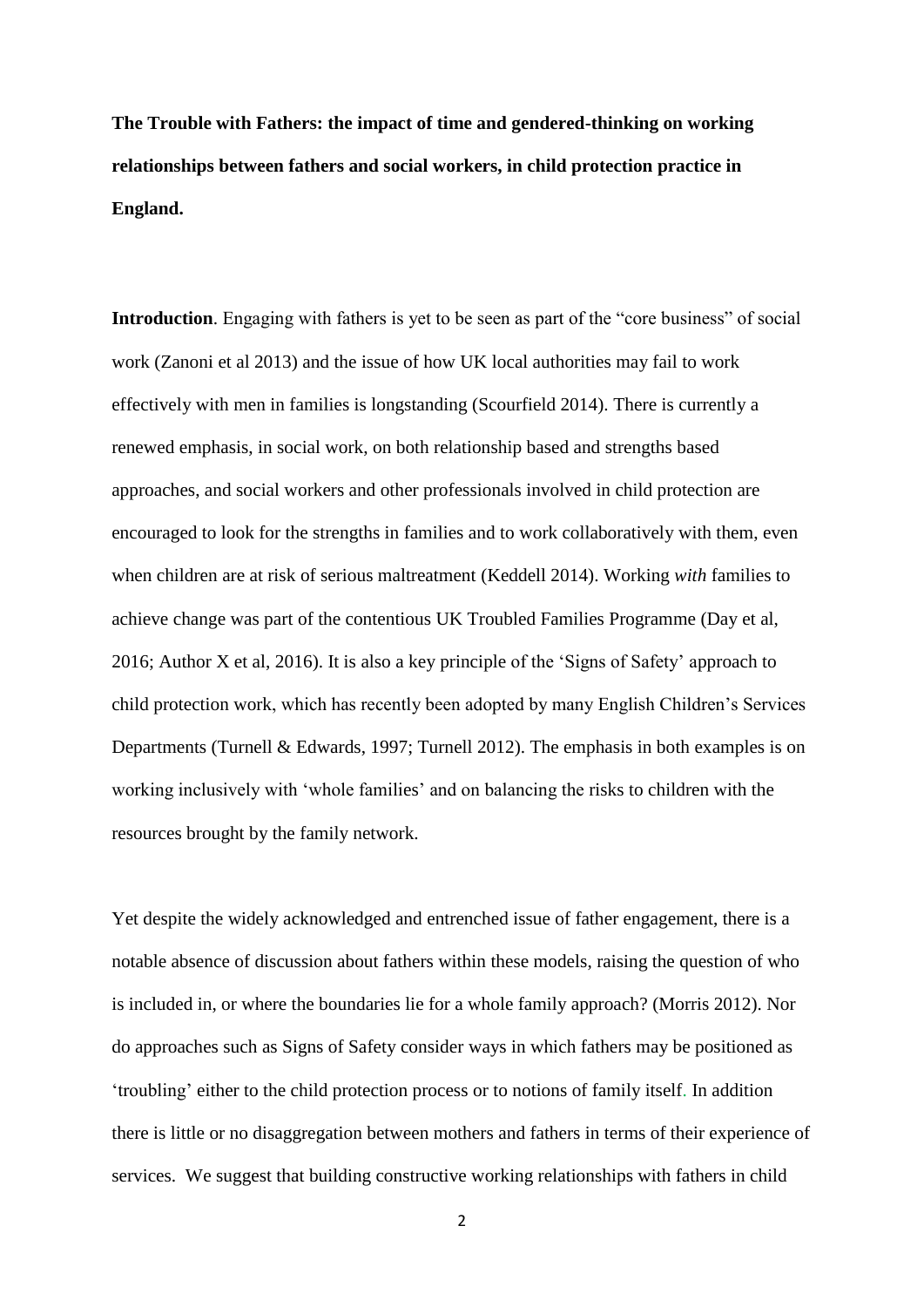**The Trouble with Fathers: the impact of time and gendered-thinking on working relationships between fathers and social workers, in child protection practice in England.**

**Introduction**. Engaging with fathers is yet to be seen as part of the "core business" of social work (Zanoni et al 2013) and the issue of how UK local authorities may fail to work effectively with men in families is longstanding (Scourfield 2014). There is currently a renewed emphasis, in social work, on both relationship based and strengths based approaches, and social workers and other professionals involved in child protection are encouraged to look for the strengths in families and to work collaboratively with them, even when children are at risk of serious maltreatment (Keddell 2014). Working *with* families to achieve change was part of the contentious UK Troubled Families Programme (Day et al, 2016; Author X et al, 2016). It is also a key principle of the 'Signs of Safety' approach to child protection work, which has recently been adopted by many English Children's Services Departments (Turnell & Edwards, 1997; Turnell 2012). The emphasis in both examples is on working inclusively with 'whole families' and on balancing the risks to children with the resources brought by the family network.

Yet despite the widely acknowledged and entrenched issue of father engagement, there is a notable absence of discussion about fathers within these models, raising the question of who is included in, or where the boundaries lie for a whole family approach? (Morris 2012). Nor do approaches such as Signs of Safety consider ways in which fathers may be positioned as 'troubling' either to the child protection process or to notions of family itself. In addition there is little or no disaggregation between mothers and fathers in terms of their experience of services. We suggest that building constructive working relationships with fathers in child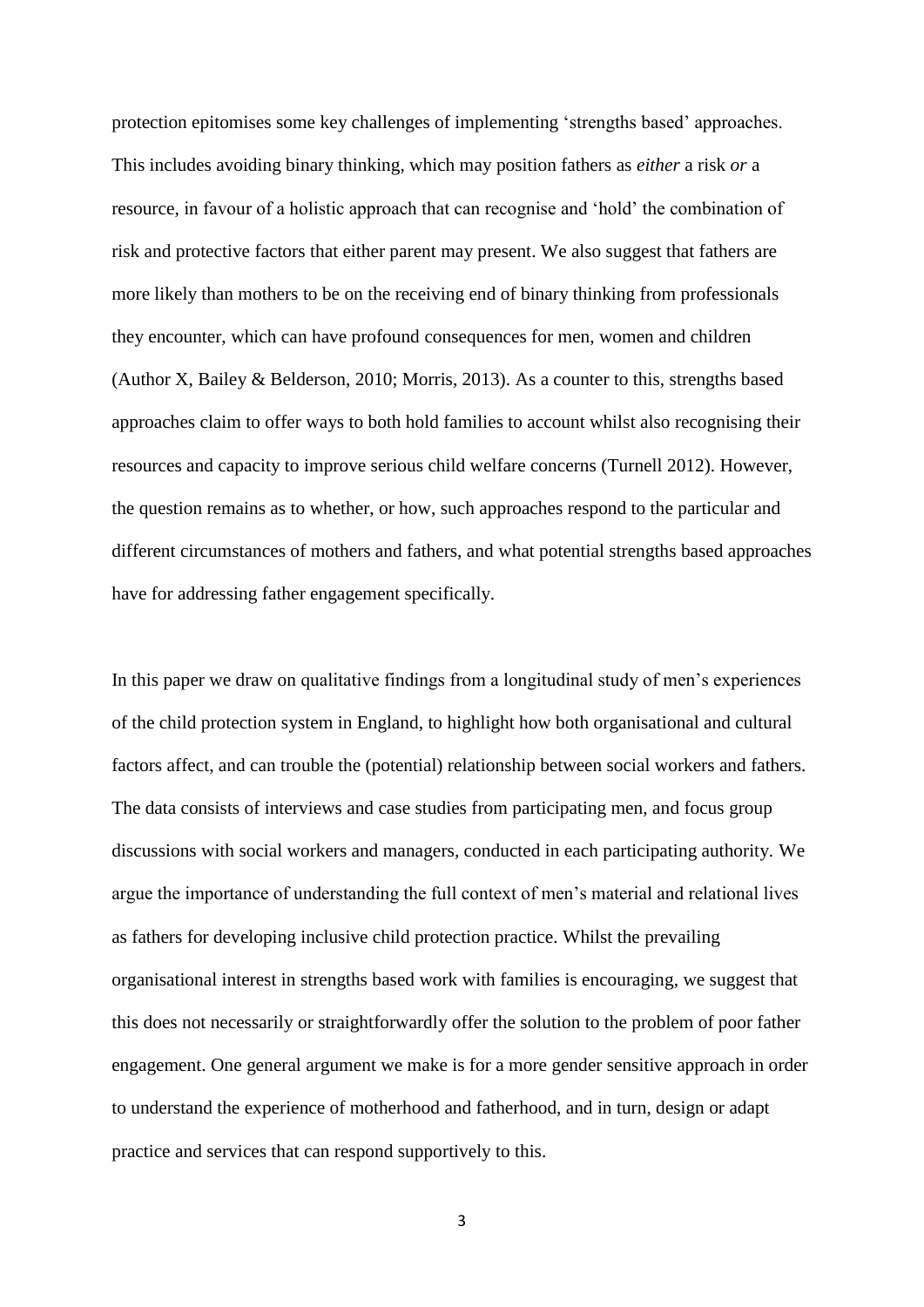protection epitomises some key challenges of implementing 'strengths based' approaches. This includes avoiding binary thinking, which may position fathers as *either* a risk *or* a resource, in favour of a holistic approach that can recognise and 'hold' the combination of risk and protective factors that either parent may present. We also suggest that fathers are more likely than mothers to be on the receiving end of binary thinking from professionals they encounter, which can have profound consequences for men, women and children (Author X, Bailey & Belderson, 2010; Morris, 2013). As a counter to this, strengths based approaches claim to offer ways to both hold families to account whilst also recognising their resources and capacity to improve serious child welfare concerns (Turnell 2012). However, the question remains as to whether, or how, such approaches respond to the particular and different circumstances of mothers and fathers, and what potential strengths based approaches have for addressing father engagement specifically.

In this paper we draw on qualitative findings from a longitudinal study of men's experiences of the child protection system in England, to highlight how both organisational and cultural factors affect, and can trouble the (potential) relationship between social workers and fathers. The data consists of interviews and case studies from participating men, and focus group discussions with social workers and managers, conducted in each participating authority. We argue the importance of understanding the full context of men's material and relational lives as fathers for developing inclusive child protection practice. Whilst the prevailing organisational interest in strengths based work with families is encouraging, we suggest that this does not necessarily or straightforwardly offer the solution to the problem of poor father engagement. One general argument we make is for a more gender sensitive approach in order to understand the experience of motherhood and fatherhood, and in turn, design or adapt practice and services that can respond supportively to this.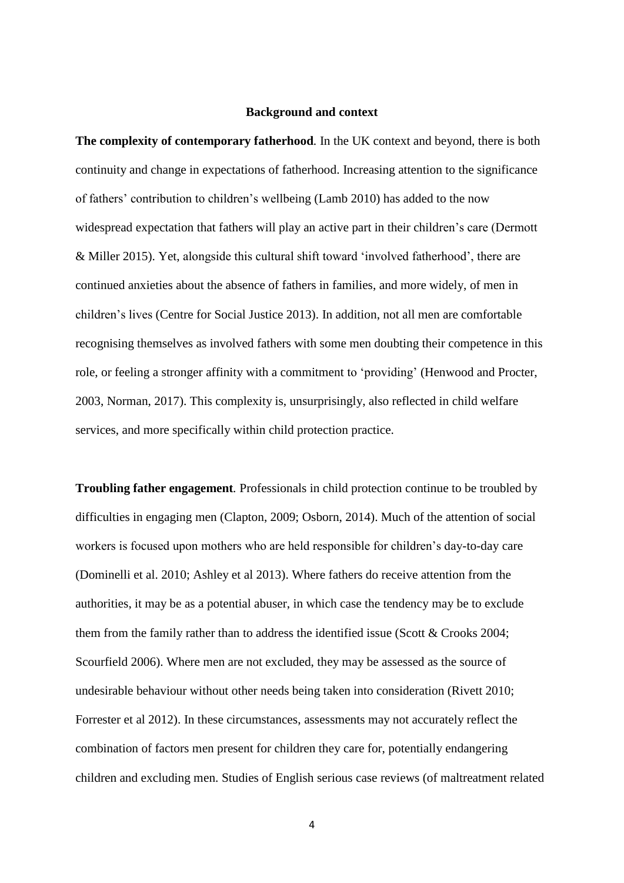## Background and context

**The complexity of contemporary fatherhood**. In the UK context and beyond, there is both continuity and change in expectations of fatherhood. Increasing attention to the significance of fathers' contribution to children's wellbeing (Lamb 2010) has added to the now widespread expectation that fathers will play an active part in their children's care (Dermott & Miller 2015). Yet, alongside this cultural shift toward 'involved fatherhood', there are continued anxieties about the absence of fathers in families, and more widely, of men in children's lives (Centre for Social Justice 2013). In addition, not all men are comfortable recognising themselves as involved fathers with some men doubting their competence in this role, or feeling a stronger affinity with a commitment to 'providing' (Henwood and Procter, 2003, Norman, 2017). This complexity is, unsurprisingly, also reflected in child welfare services, and more specifically within child protection practice.

**Troubling father engagement**. Professionals in child protection continue to be troubled by difficulties in engaging men (Clapton, 2009; Osborn, 2014). Much of the attention of social workers is focused upon mothers who are held responsible for children's day-to-day care (Dominelli et al. 2010; Ashley et al 2013). Where fathers do receive attention from the authorities, it may be as a potential abuser, in which case the tendency may be to exclude them from the family rather than to address the identified issue (Scott & Crooks 2004; Scourfield 2006). Where men are not excluded, they may be assessed as the source of undesirable behaviour without other needs being taken into consideration (Rivett 2010; Forrester et al 2012). In these circumstances, assessments may not accurately reflect the combination of factors men present for children they care for, potentially endangering children and excluding men. Studies of English serious case reviews (of maltreatment related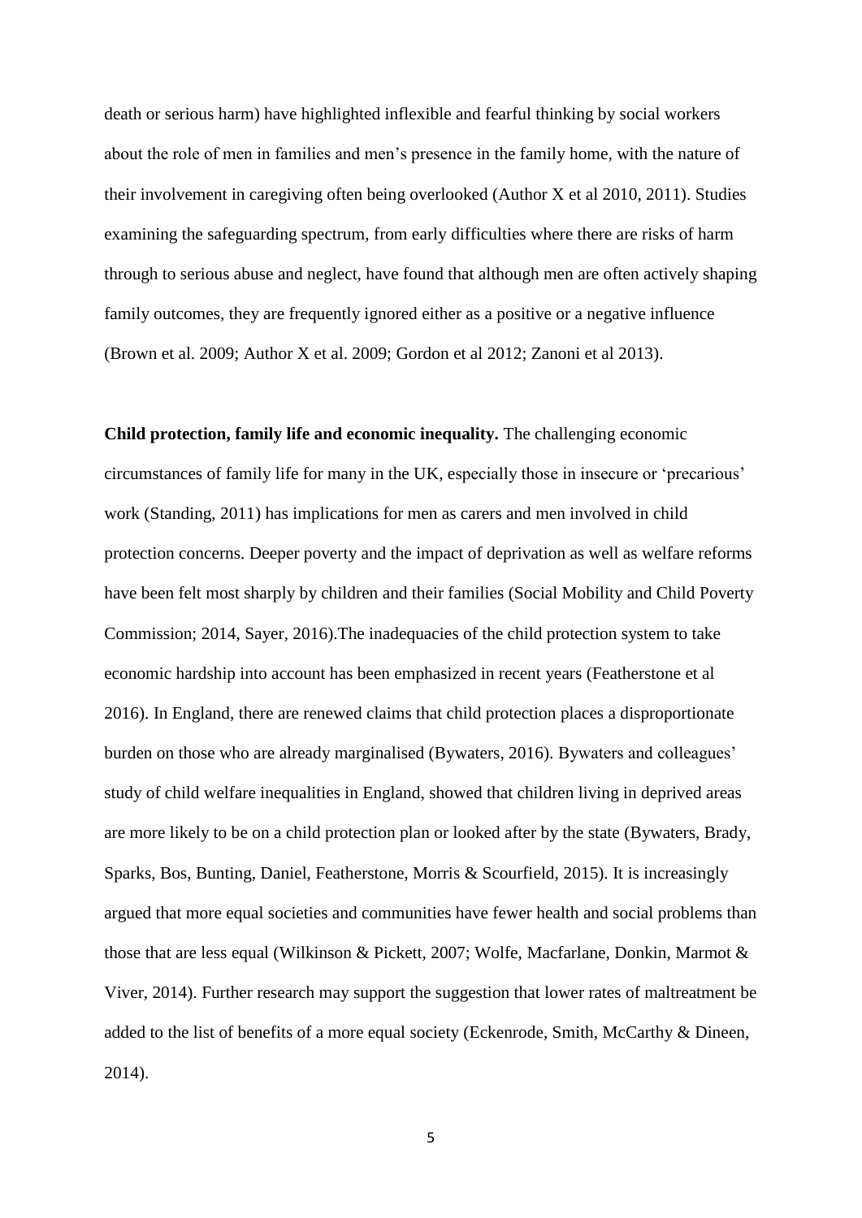death or serious harm) have highlighted inflexible and fearful thinking by social workers about the role of men in families and men's presence in the family home, with the nature of their involvement in caregiving often being overlooked (Author X et al 2010, 2011). Studies examining the safeguarding spectrum, from early difficulties where there are risks of harm through to serious abuse and neglect, have found that although men are often actively shaping family outcomes, they are frequently ignored either as a positive or a negative influence (Brown et al. 2009; Author X et al. 2009; Gordon et al 2012; Zanoni et al 2013).

**Child protection, family life and economic inequality.** The challenging economic circumstances of family life for many in the UK, especially those in insecure or 'precarious' work (Standing, 2011) has implications for men as carers and men involved in child protection concerns. Deeper poverty and the impact of deprivation as well as welfare reforms have been felt most sharply by children and their families (Social Mobility and Child Poverty Commission; 2014, Sayer, 2016).The inadequacies of the child protection system to take economic hardship into account has been emphasized in recent years (Featherstone et al 2016). In England, there are renewed claims that child protection places a disproportionate burden on those who are already marginalised (Bywaters, 2016). Bywaters and colleagues' study of child welfare inequalities in England, showed that children living in deprived areas are more likely to be on a child protection plan or looked after by the state (Bywaters, Brady, Sparks, Bos, Bunting, Daniel, Featherstone, Morris & Scourfield, 2015). It is increasingly argued that more equal societies and communities have fewer health and social problems than those that are less equal (Wilkinson & Pickett, 2007; Wolfe, Macfarlane, Donkin, Marmot & Viver, 2014). Further research may support the suggestion that lower rates of maltreatment be added to the list of benefits of a more equal society (Eckenrode, Smith, McCarthy & Dineen, 2014).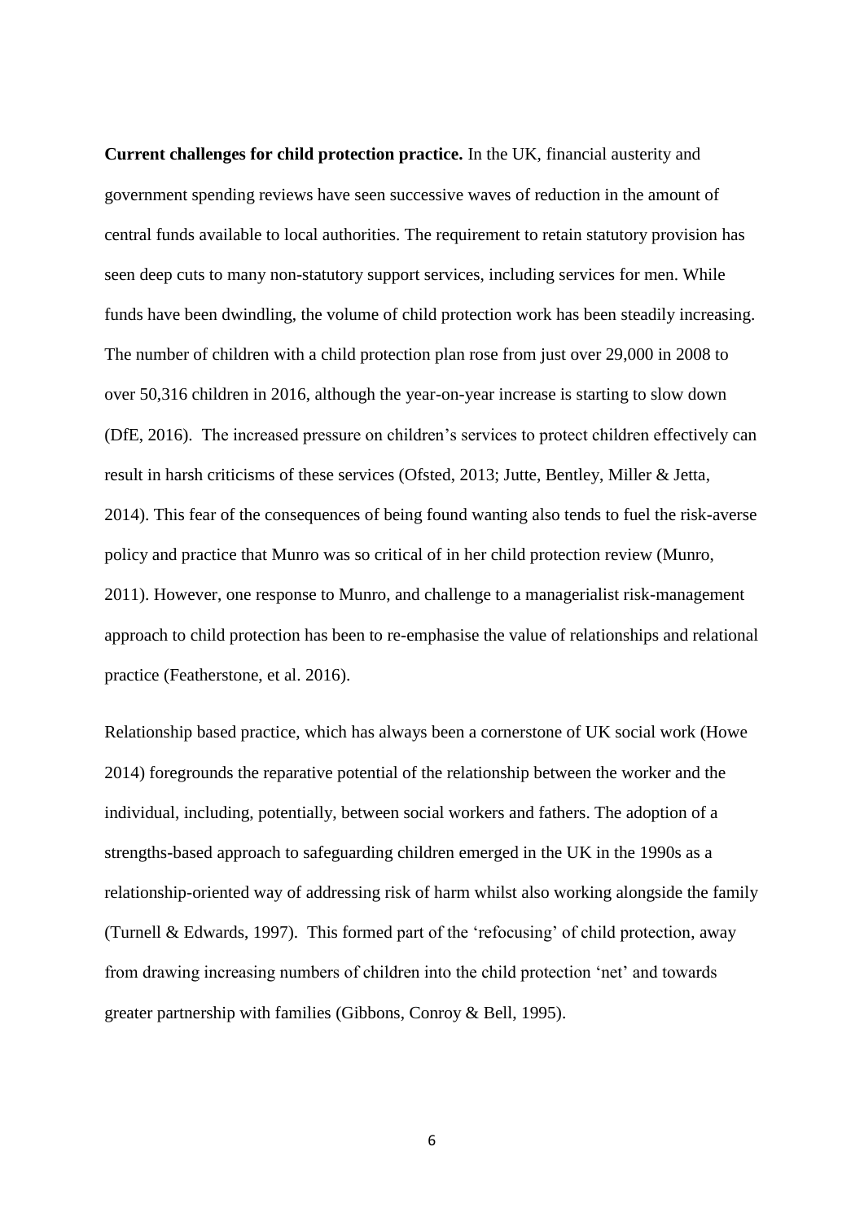**Current challenges for child protection practice.** In the UK, financial austerity and government spending reviews have seen successive waves of reduction in the amount of central funds available to local authorities. The requirement to retain statutory provision has seen deep cuts to many non-statutory support services, including services for men. While funds have been dwindling, the volume of child protection work has been steadily increasing. The number of children with a child protection plan rose from just over 29,000 in 2008 to over 50,316 children in 2016, although the year-on-year increase is starting to slow down (DfE, 2016). The increased pressure on children's services to protect children effectively can result in harsh criticisms of these services (Ofsted, 2013; Jutte, Bentley, Miller & Jetta, 2014). This fear of the consequences of being found wanting also tends to fuel the risk-averse policy and practice that Munro was so critical of in her child protection review (Munro, 2011). However, one response to Munro, and challenge to a managerialist risk-management approach to child protection has been to re-emphasise the value of relationships and relational practice (Featherstone, et al. 2016).

Relationship based practice, which has always been a cornerstone of UK social work (Howe 2014) foregrounds the reparative potential of the relationship between the worker and the individual, including, potentially, between social workers and fathers. The adoption of a strengths-based approach to safeguarding children emerged in the UK in the 1990s as a relationship-oriented way of addressing risk of harm whilst also working alongside the family (Turnell & Edwards, 1997). This formed part of the 'refocusing' of child protection, away from drawing increasing numbers of children into the child protection 'net' and towards greater partnership with families (Gibbons, Conroy & Bell, 1995).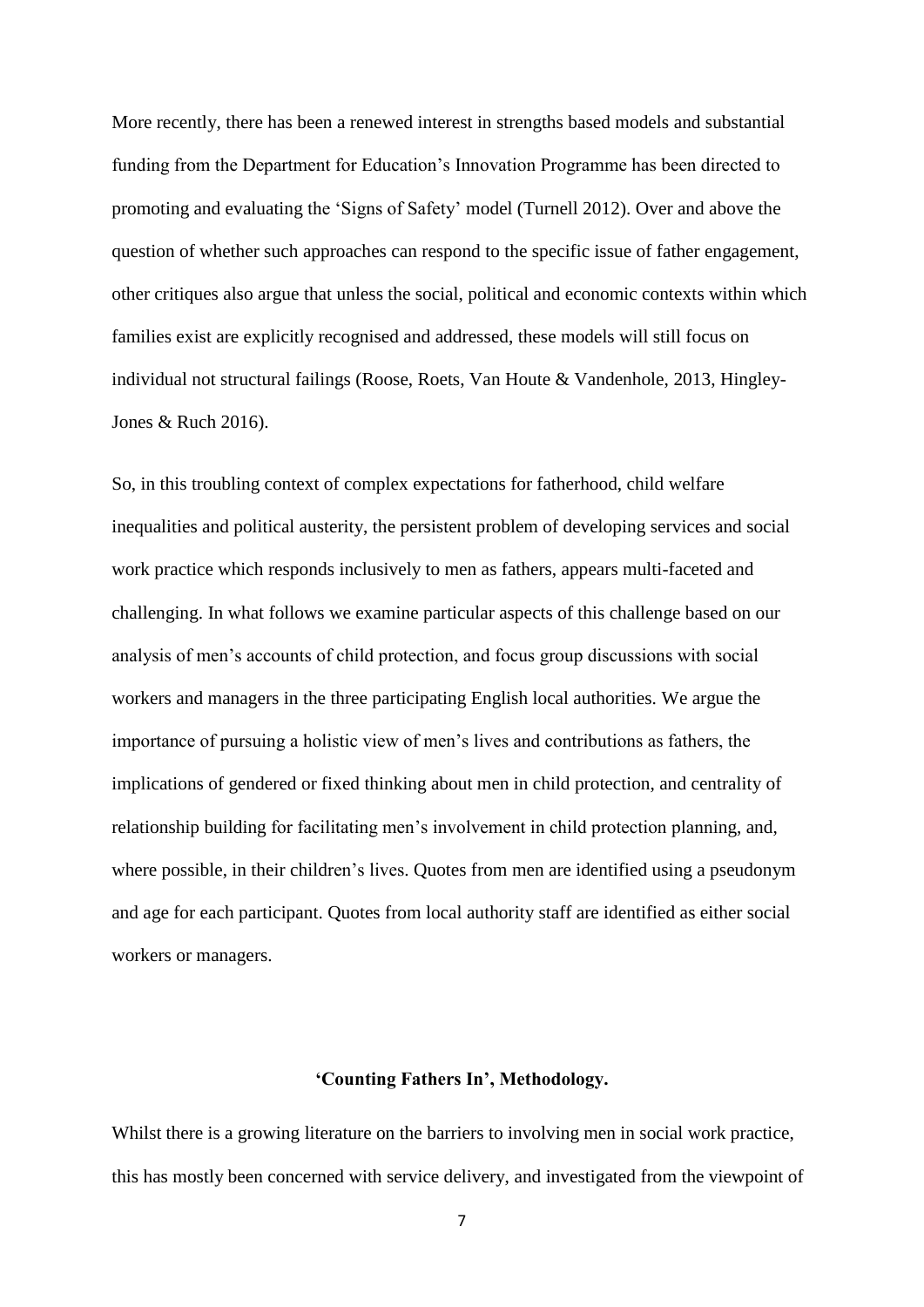More recently, there has been a renewed interest in strengths based models and substantial funding from the Department for Education's Innovation Programme has been directed to promoting and evaluating the 'Signs of Safety' model (Turnell 2012). Over and above the question of whether such approaches can respond to the specific issue of father engagement, other critiques also argue that unless the social, political and economic contexts within which families exist are explicitly recognised and addressed, these models will still focus on individual not structural failings (Roose, Roets, Van Houte & Vandenhole, 2013, Hingley-Jones & Ruch 2016).

So, in this troubling context of complex expectations for fatherhood, child welfare inequalities and political austerity, the persistent problem of developing services and social work practice which responds inclusively to men as fathers, appears multi-faceted and challenging. In what follows we examine particular aspects of this challenge based on our analysis of men's accounts of child protection, and focus group discussions with social workers and managers in the three participating English local authorities. We argue the importance of pursuing a holistic view of men's lives and contributions as fathers, the implications of gendered or fixed thinking about men in child protection, and centrality of relationship building for facilitating men's involvement in child protection planning, and, where possible, in their children's lives. Quotes from men are identified using a pseudonym and age for each participant. Quotes from local authority staff are identified as either social workers or managers.

## 'Counting Fathers In', Methodology.

Whilst there is a growing literature on the barriers to involving men in social work practice, this has mostly been concerned with service delivery, and investigated from the viewpoint of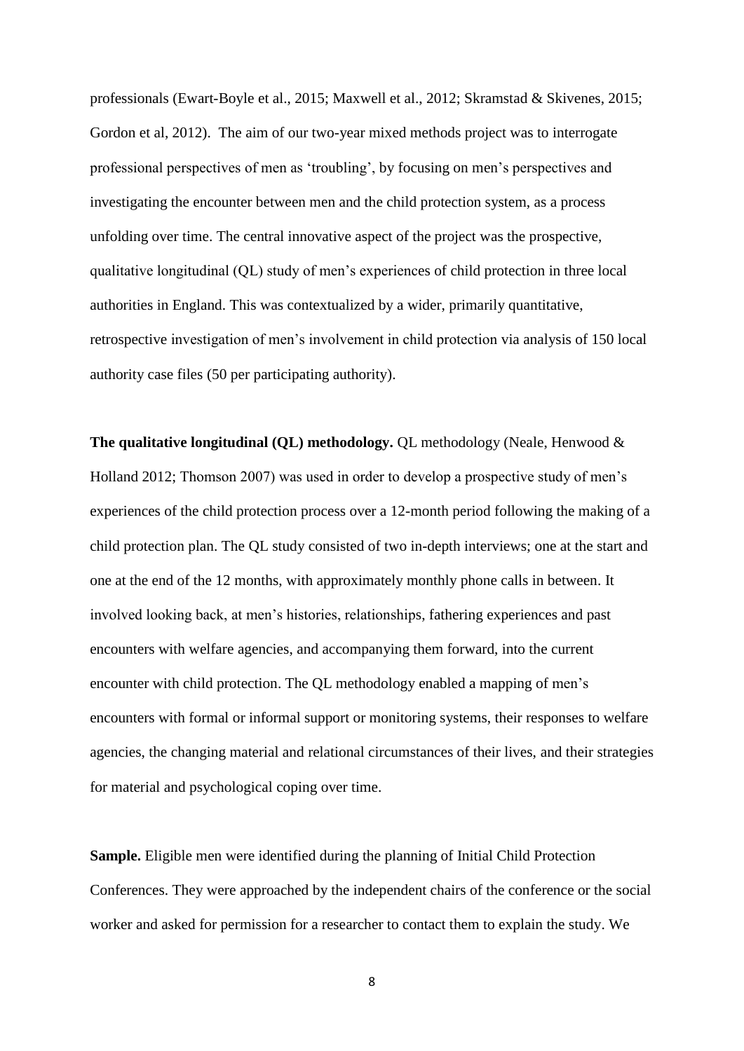professionals (Ewart-Boyle et al., 2015; Maxwell et al., 2012; Skramstad & Skivenes, 2015; Gordon et al, 2012). The aim of our two-year mixed methods project was to interrogate professional perspectives of men as 'troubling', by focusing on men's perspectives and investigating the encounter between men and the child protection system, as a process unfolding over time. The central innovative aspect of the project was the prospective, qualitative longitudinal (QL) study of men's experiences of child protection in three local authorities in England. This was contextualized by a wider, primarily quantitative, retrospective investigation of men's involvement in child protection via analysis of 150 local authority case files (50 per participating authority).

**The qualitative longitudinal (QL) methodology.** QL methodology (Neale, Henwood & Holland 2012; Thomson 2007) was used in order to develop a prospective study of men's experiences of the child protection process over a 12-month period following the making of a child protection plan. The QL study consisted of two in-depth interviews; one at the start and one at the end of the 12 months, with approximately monthly phone calls in between. It involved looking back, at men's histories, relationships, fathering experiences and past encounters with welfare agencies, and accompanying them forward, into the current encounter with child protection. The QL methodology enabled a mapping of men's encounters with formal or informal support or monitoring systems, their responses to welfare agencies, the changing material and relational circumstances of their lives, and their strategies for material and psychological coping over time.

**Sample.** Eligible men were identified during the planning of Initial Child Protection Conferences. They were approached by the independent chairs of the conference or the social worker and asked for permission for a researcher to contact them to explain the study. We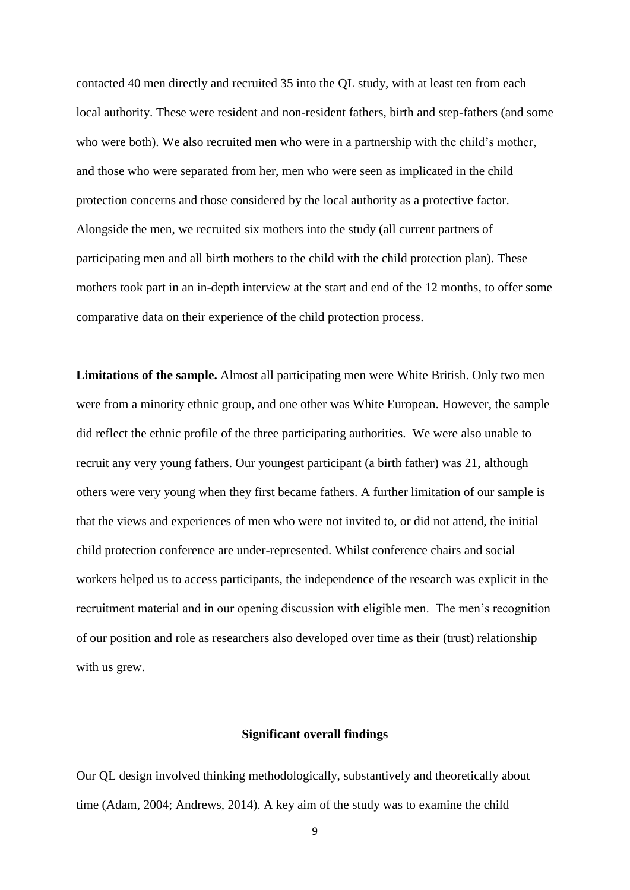contacted 40 men directly and recruited 35 into the QL study, with at least ten from each local authority. These were resident and non-resident fathers, birth and step-fathers (and some who were both). We also recruited men who were in a partnership with the child's mother, and those who were separated from her, men who were seen as implicated in the child protection concerns and those considered by the local authority as a protective factor. Alongside the men, we recruited six mothers into the study (all current partners of participating men and all birth mothers to the child with the child protection plan). These mothers took part in an in-depth interview at the start and end of the 12 months, to offer some comparative data on their experience of the child protection process.

**Limitations of the sample.** Almost all participating men were White British. Only two men were from a minority ethnic group, and one other was White European. However, the sample did reflect the ethnic profile of the three participating authorities. We were also unable to recruit any very young fathers. Our youngest participant (a birth father) was 21, although others were very young when they first became fathers. A further limitation of our sample is that the views and experiences of men who were not invited to, or did not attend, the initial child protection conference are under-represented. Whilst conference chairs and social workers helped us to access participants, the independence of the research was explicit in the recruitment material and in our opening discussion with eligible men. The men's recognition of our position and role as researchers also developed over time as their (trust) relationship with us grew.

## Significant overall findings

Our QL design involved thinking methodologically, substantively and theoretically about time (Adam, 2004; Andrews, 2014). A key aim of the study was to examine the child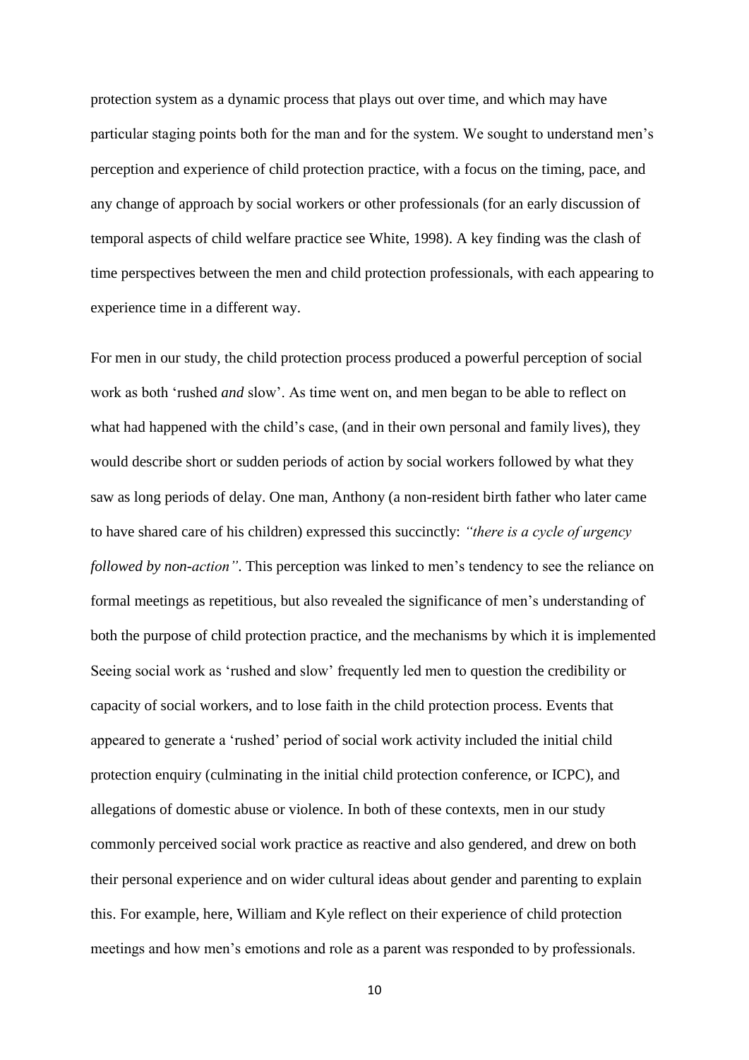protection system as a dynamic process that plays out over time, and which may have particular staging points both for the man and for the system. We sought to understand men's perception and experience of child protection practice, with a focus on the timing, pace, and any change of approach by social workers or other professionals (for an early discussion of temporal aspects of child welfare practice see White, 1998). A key finding was the clash of time perspectives between the men and child protection professionals, with each appearing to experience time in a different way.

For men in our study, the child protection process produced a powerful perception of social work as both 'rushed *and* slow'. As time went on, and men began to be able to reflect on what had happened with the child's case, (and in their own personal and family lives), they would describe short or sudden periods of action by social workers followed by what they saw as long periods of delay. One man, Anthony (a non-resident birth father who later came to have shared care of his children) expressed this succinctly: *"there is a cycle of urgency followed by non-action"*. This perception was linked to men's tendency to see the reliance on formal meetings as repetitious, but also revealed the significance of men's understanding of both the purpose of child protection practice, and the mechanisms by which it is implemented Seeing social work as 'rushed and slow' frequently led men to question the credibility or capacity of social workers, and to lose faith in the child protection process. Events that appeared to generate a 'rushed' period of social work activity included the initial child protection enquiry (culminating in the initial child protection conference, or ICPC), and allegations of domestic abuse or violence. In both of these contexts, men in our study commonly perceived social work practice as reactive and also gendered, and drew on both their personal experience and on wider cultural ideas about gender and parenting to explain this. For example, here, William and Kyle reflect on their experience of child protection meetings and how men's emotions and role as a parent was responded to by professionals.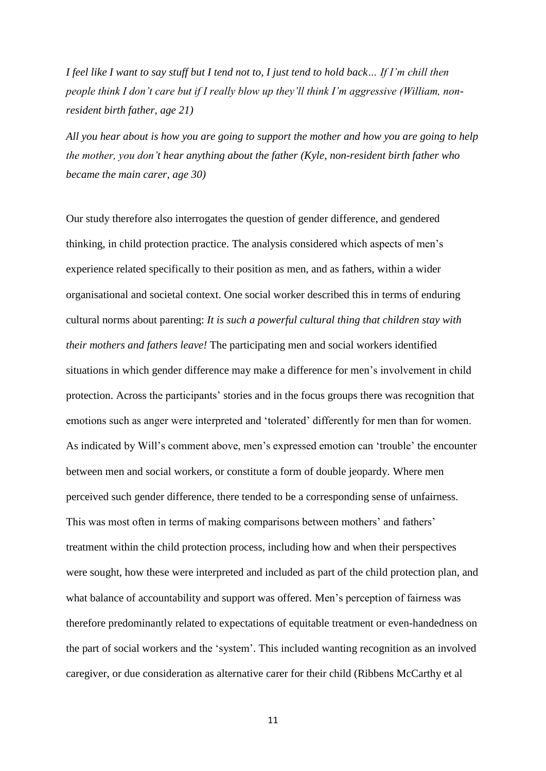*I feel like I want to say stuff but I tend not to, I just tend to hold back… If I'm chill then people think I don't care but if I really blow up they'll think I'm aggressive (William, non-resident birth father, age 21)*

*All you hear about is how you are going to support the mother and how you are going to help the mother, you don't hear anything about the father (Kyle, non-resident birth father who became the main carer, age 30)*

Our study therefore also interrogates the question of gender difference, and gendered thinking, in child protection practice. The analysis considered which aspects of men's experience related specifically to their position as men, and as fathers, within a wider organisational and societal context. One social worker described this in terms of enduring cultural norms about parenting: *It is such a powerful cultural thing that children stay with their mothers and fathers leave!* The participating men and social workers identified situations in which gender difference may make a difference for men's involvement in child protection. Across the participants' stories and in the focus groups there was recognition that emotions such as anger were interpreted and 'tolerated' differently for men than for women. As indicated by Will's comment above, men's expressed emotion can 'trouble' the encounter between men and social workers, or constitute a form of double jeopardy. Where men perceived such gender difference, there tended to be a corresponding sense of unfairness. This was most often in terms of making comparisons between mothers' and fathers' treatment within the child protection process, including how and when their perspectives were sought, how these were interpreted and included as part of the child protection plan, and what balance of accountability and support was offered. Men's perception of fairness was therefore predominantly related to expectations of equitable treatment or even-handedness on the part of social workers and the 'system'. This included wanting recognition as an involved caregiver, or due consideration as alternative carer for their child (Ribbens McCarthy et al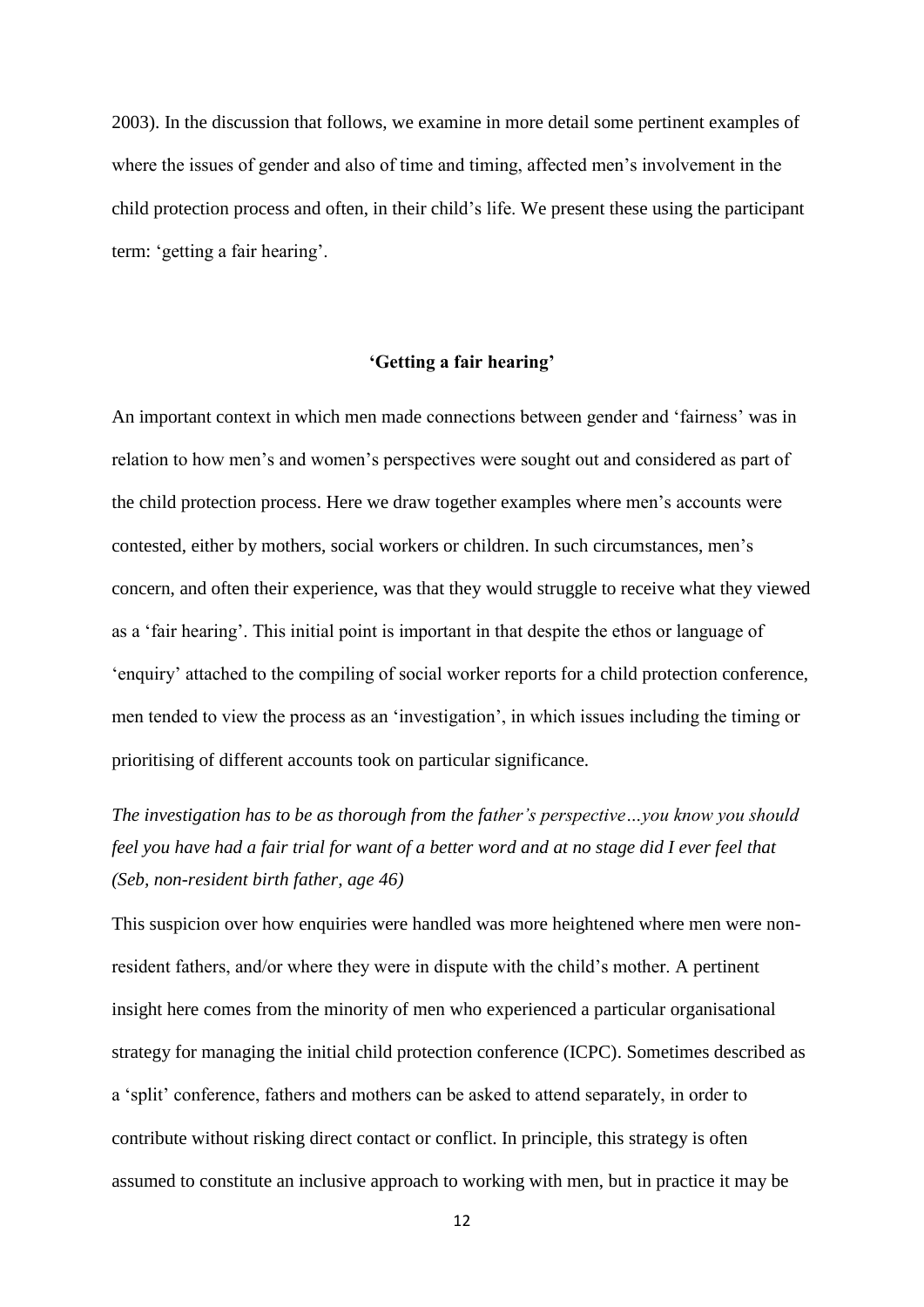2003). In the discussion that follows, we examine in more detail some pertinent examples of where the issues of gender and also of time and timing, affected men's involvement in the child protection process and often, in their child's life. We present these using the participant term: 'getting a fair hearing'.

## 'Getting a fair hearing'

An important context in which men made connections between gender and 'fairness' was in relation to how men's and women's perspectives were sought out and considered as part of the child protection process. Here we draw together examples where men's accounts were contested, either by mothers, social workers or children. In such circumstances, men's concern, and often their experience, was that they would struggle to receive what they viewed as a 'fair hearing'. This initial point is important in that despite the ethos or language of 'enquiry' attached to the compiling of social worker reports for a child protection conference, men tended to view the process as an 'investigation', in which issues including the timing or prioritising of different accounts took on particular significance.

*The investigation has to be as thorough from the father's perspective…you know you should feel you have had a fair trial for want of a better word and at no stage did I ever feel that (Seb, non-resident birth father, age 46)*

This suspicion over how enquiries were handled was more heightened where men were non-resident fathers, and/or where they were in dispute with the child's mother. A pertinent insight here comes from the minority of men who experienced a particular organisational strategy for managing the initial child protection conference (ICPC). Sometimes described as a 'split' conference, fathers and mothers can be asked to attend separately, in order to contribute without risking direct contact or conflict. In principle, this strategy is often assumed to constitute an inclusive approach to working with men, but in practice it may be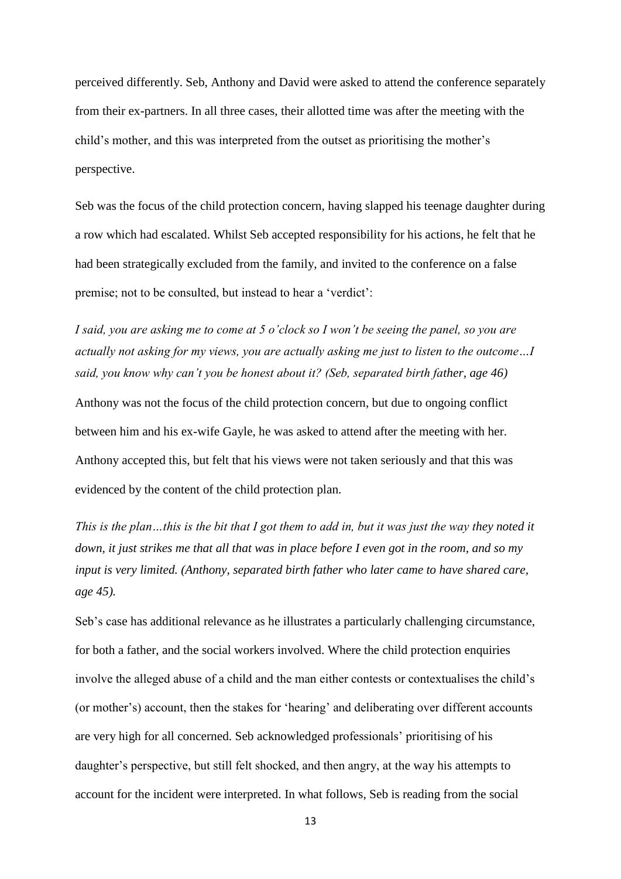perceived differently. Seb, Anthony and David were asked to attend the conference separately from their ex-partners. In all three cases, their allotted time was after the meeting with the child's mother, and this was interpreted from the outset as prioritising the mother's perspective.

Seb was the focus of the child protection concern, having slapped his teenage daughter during a row which had escalated. Whilst Seb accepted responsibility for his actions, he felt that he had been strategically excluded from the family, and invited to the conference on a false premise; not to be consulted, but instead to hear a 'verdict':

*I said, you are asking me to come at 5 o'clock so I won't be seeing the panel, so you are actually not asking for my views, you are actually asking me just to listen to the outcome…I said, you know why can't you be honest about it? (Seb, separated birth father, age 46)*

Anthony was not the focus of the child protection concern, but due to ongoing conflict between him and his ex-wife Gayle, he was asked to attend after the meeting with her. Anthony accepted this, but felt that his views were not taken seriously and that this was evidenced by the content of the child protection plan.

*This is the plan…this is the bit that I got them to add in, but it was just the way they noted it down, it just strikes me that all that was in place before I even got in the room, and so my input is very limited. (Anthony, separated birth father who later came to have shared care, age 45).*

Seb's case has additional relevance as he illustrates a particularly challenging circumstance, for both a father, and the social workers involved. Where the child protection enquiries involve the alleged abuse of a child and the man either contests or contextualises the child's (or mother's) account, then the stakes for 'hearing' and deliberating over different accounts are very high for all concerned. Seb acknowledged professionals' prioritising of his daughter's perspective, but still felt shocked, and then angry, at the way his attempts to account for the incident were interpreted. In what follows, Seb is reading from the social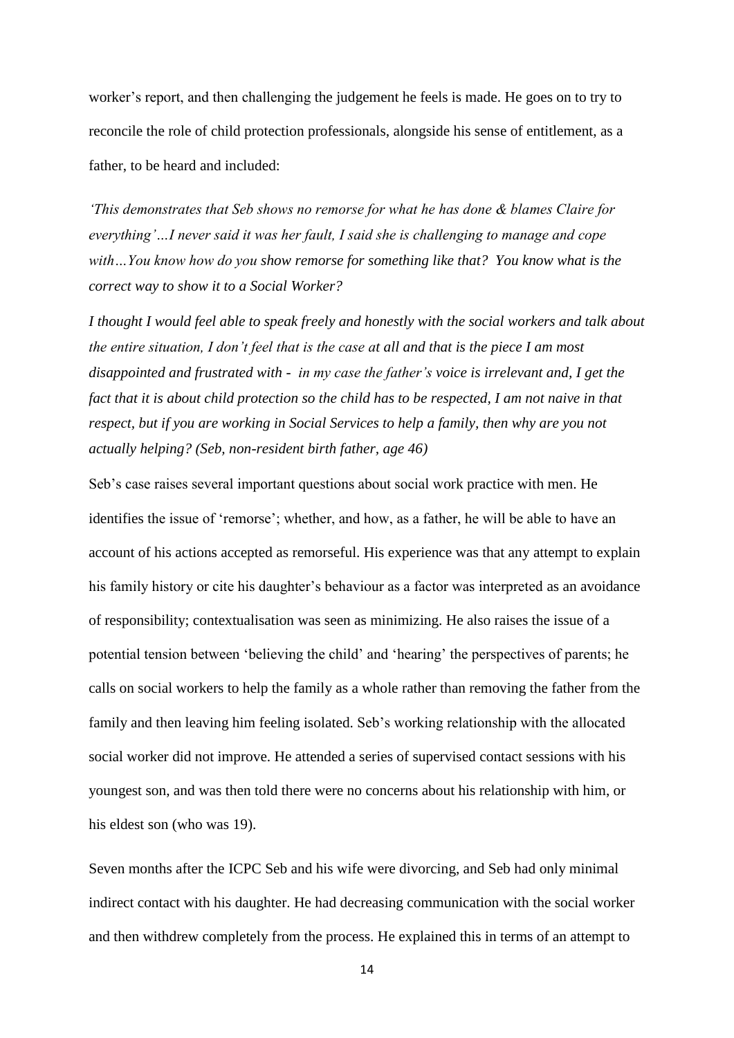worker's report, and then challenging the judgement he feels is made. He goes on to try to reconcile the role of child protection professionals, alongside his sense of entitlement, as a father, to be heard and included:

*'This demonstrates that Seb shows no remorse for what he has done & blames Claire for everything'…I never said it was her fault, I said she is challenging to manage and cope with…You know how do you show remorse for something like that? You know what is the correct way to show it to a Social Worker?*

*I thought I would feel able to speak freely and honestly with the social workers and talk about the entire situation, I don't feel that is the case at all and that is the piece I am most disappointed and frustrated with - in my case the father's voice is irrelevant and, I get the fact that it is about child protection so the child has to be respected, I am not naive in that respect, but if you are working in Social Services to help a family, then why are you not actually helping? (Seb, non-resident birth father, age 46)*

Seb's case raises several important questions about social work practice with men. He identifies the issue of 'remorse'; whether, and how, as a father, he will be able to have an account of his actions accepted as remorseful. His experience was that any attempt to explain his family history or cite his daughter's behaviour as a factor was interpreted as an avoidance of responsibility; contextualisation was seen as minimizing. He also raises the issue of a potential tension between 'believing the child' and 'hearing' the perspectives of parents; he calls on social workers to help the family as a whole rather than removing the father from the family and then leaving him feeling isolated. Seb's working relationship with the allocated social worker did not improve. He attended a series of supervised contact sessions with his youngest son, and was then told there were no concerns about his relationship with him, or his eldest son (who was 19).

Seven months after the ICPC Seb and his wife were divorcing, and Seb had only minimal indirect contact with his daughter. He had decreasing communication with the social worker and then withdrew completely from the process. He explained this in terms of an attempt to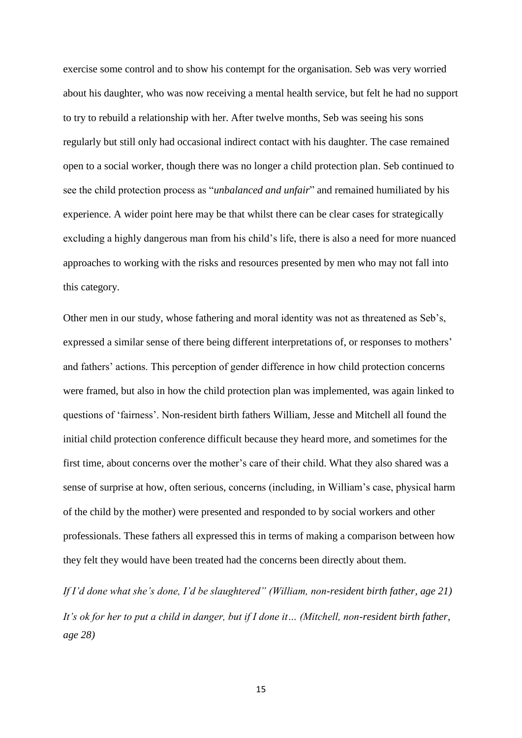exercise some control and to show his contempt for the organisation. Seb was very worried about his daughter, who was now receiving a mental health service, but felt he had no support to try to rebuild a relationship with her. After twelve months, Seb was seeing his sons regularly but still only had occasional indirect contact with his daughter. The case remained open to a social worker, though there was no longer a child protection plan. Seb continued to see the child protection process as "*unbalanced and unfair*" and remained humiliated by his experience. A wider point here may be that whilst there can be clear cases for strategically excluding a highly dangerous man from his child's life, there is also a need for more nuanced approaches to working with the risks and resources presented by men who may not fall into this category.

Other men in our study, whose fathering and moral identity was not as threatened as Seb's, expressed a similar sense of there being different interpretations of, or responses to mothers' and fathers' actions. This perception of gender difference in how child protection concerns were framed, but also in how the child protection plan was implemented, was again linked to questions of 'fairness'. Non-resident birth fathers William, Jesse and Mitchell all found the initial child protection conference difficult because they heard more, and sometimes for the first time, about concerns over the mother's care of their child. What they also shared was a sense of surprise at how, often serious, concerns (including, in William's case, physical harm of the child by the mother) were presented and responded to by social workers and other professionals. These fathers all expressed this in terms of making a comparison between how they felt they would have been treated had the concerns been directly about them.

*If I'd done what she's done, I'd be slaughtered" (William, non-resident birth father, age 21)*

*It's ok for her to put a child in danger, but if I done it… (Mitchell, non-resident birth father, age 28)*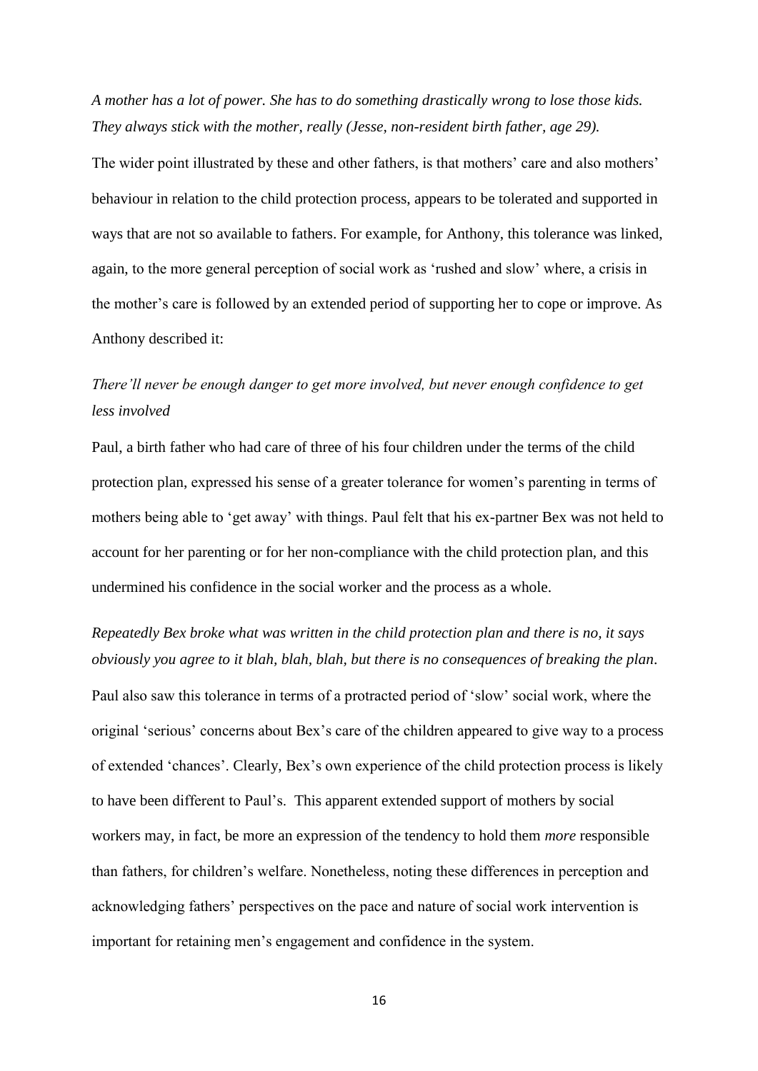*A mother has a lot of power. She has to do something drastically wrong to lose those kids. They always stick with the mother, really (Jesse, non-resident birth father, age 29).*

The wider point illustrated by these and other fathers, is that mothers' care and also mothers' behaviour in relation to the child protection process, appears to be tolerated and supported in ways that are not so available to fathers. For example, for Anthony, this tolerance was linked, again, to the more general perception of social work as 'rushed and slow' where, a crisis in the mother's care is followed by an extended period of supporting her to cope or improve. As Anthony described it:

*There'll never be enough danger to get more involved, but never enough confidence to get less involved*

Paul, a birth father who had care of three of his four children under the terms of the child protection plan, expressed his sense of a greater tolerance for women's parenting in terms of mothers being able to 'get away' with things. Paul felt that his ex-partner Bex was not held to account for her parenting or for her non-compliance with the child protection plan, and this undermined his confidence in the social worker and the process as a whole.

*Repeatedly Bex broke what was written in the child protection plan and there is no, it says obviously you agree to it blah, blah, blah, but there is no consequences of breaking the plan*.

Paul also saw this tolerance in terms of a protracted period of 'slow' social work, where the original 'serious' concerns about Bex's care of the children appeared to give way to a process of extended 'chances'. Clearly, Bex's own experience of the child protection process is likely to have been different to Paul's. This apparent extended support of mothers by social workers may, in fact, be more an expression of the tendency to hold them *more* responsible than fathers, for children's welfare. Nonetheless, noting these differences in perception and acknowledging fathers' perspectives on the pace and nature of social work intervention is important for retaining men's engagement and confidence in the system.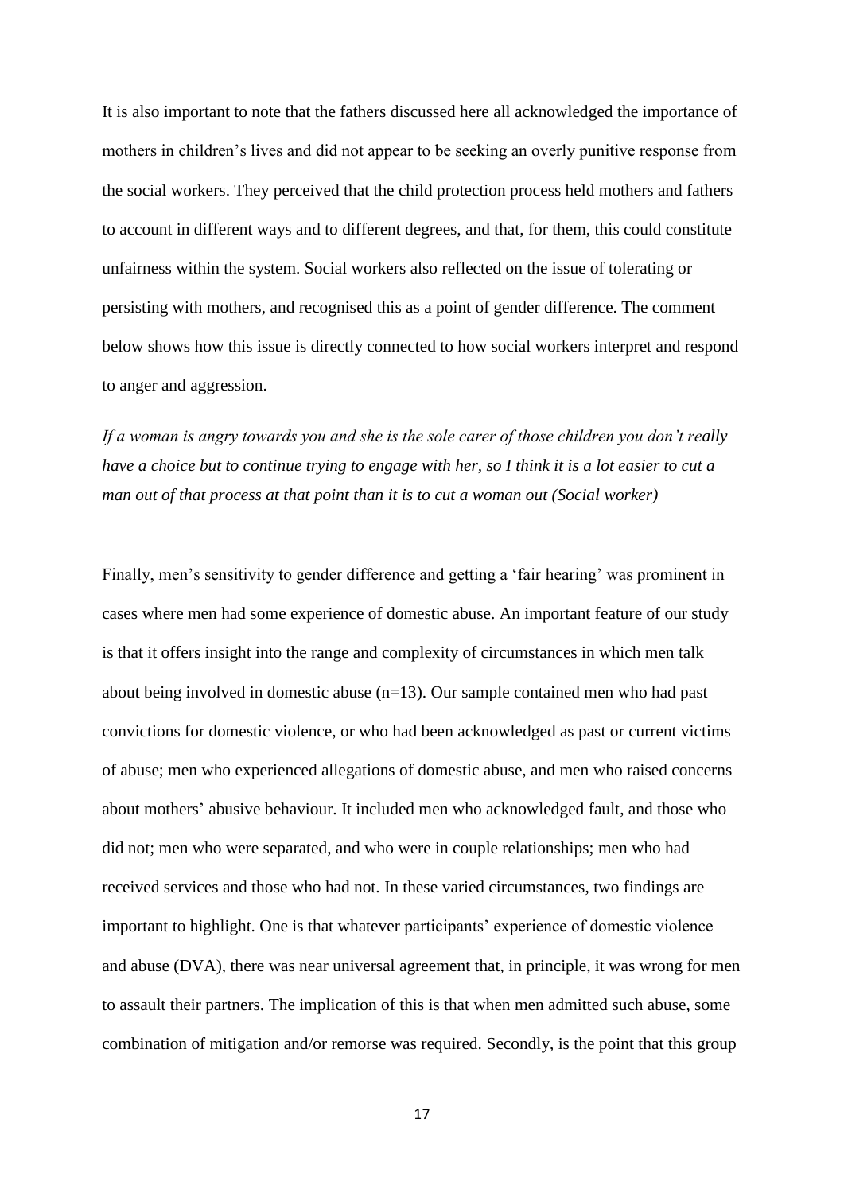It is also important to note that the fathers discussed here all acknowledged the importance of mothers in children's lives and did not appear to be seeking an overly punitive response from the social workers. They perceived that the child protection process held mothers and fathers to account in different ways and to different degrees, and that, for them, this could constitute unfairness within the system. Social workers also reflected on the issue of tolerating or persisting with mothers, and recognised this as a point of gender difference. The comment below shows how this issue is directly connected to how social workers interpret and respond to anger and aggression.

*If a woman is angry towards you and she is the sole carer of those children you don't really have a choice but to continue trying to engage with her, so I think it is a lot easier to cut a man out of that process at that point than it is to cut a woman out (Social worker)*

Finally, men's sensitivity to gender difference and getting a 'fair hearing' was prominent in cases where men had some experience of domestic abuse. An important feature of our study is that it offers insight into the range and complexity of circumstances in which men talk about being involved in domestic abuse (n=13). Our sample contained men who had past convictions for domestic violence, or who had been acknowledged as past or current victims of abuse; men who experienced allegations of domestic abuse, and men who raised concerns about mothers' abusive behaviour. It included men who acknowledged fault, and those who did not; men who were separated, and who were in couple relationships; men who had received services and those who had not. In these varied circumstances, two findings are important to highlight. One is that whatever participants' experience of domestic violence and abuse (DVA), there was near universal agreement that, in principle, it was wrong for men to assault their partners. The implication of this is that when men admitted such abuse, some combination of mitigation and/or remorse was required. Secondly, is the point that this group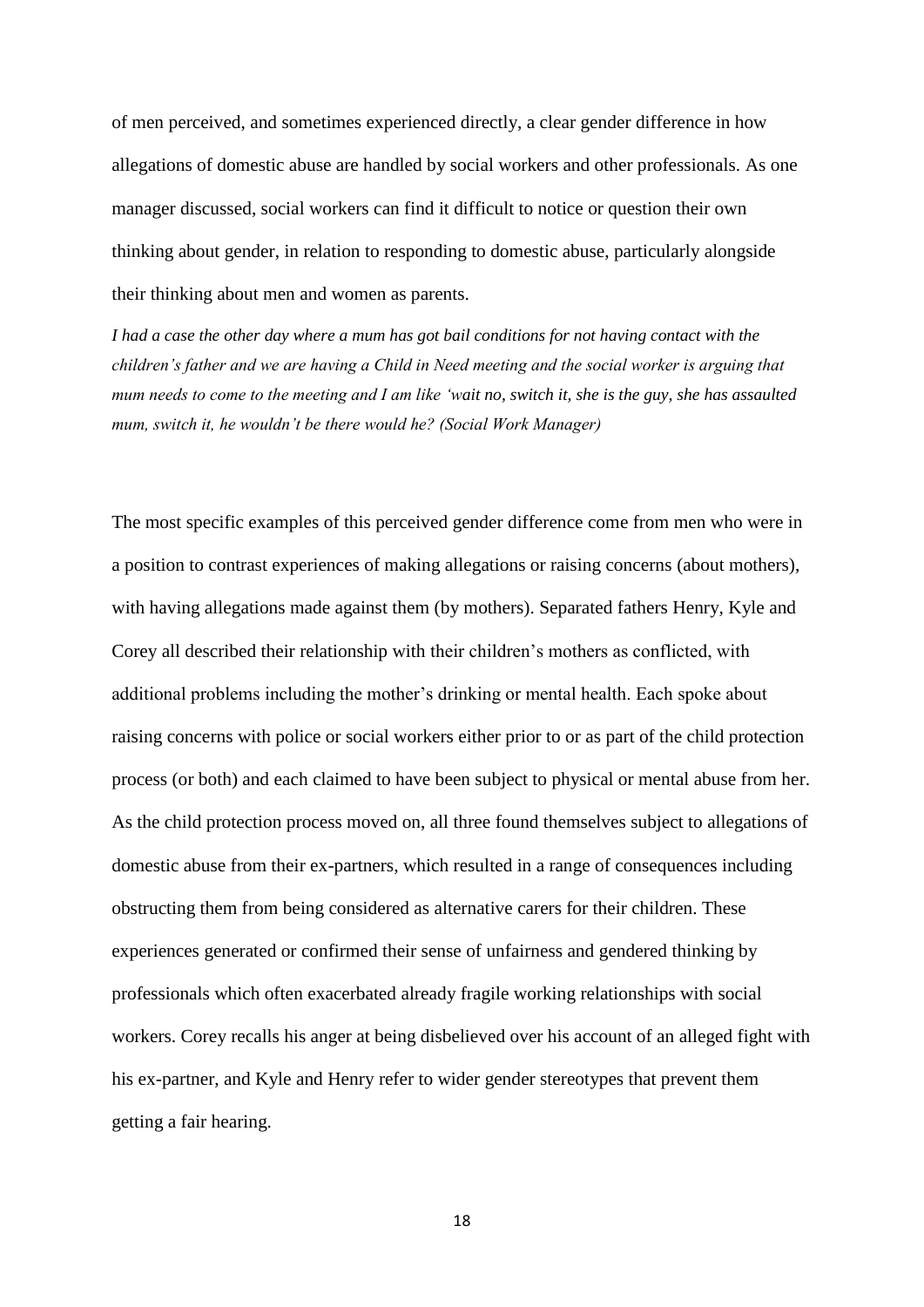of men perceived, and sometimes experienced directly, a clear gender difference in how allegations of domestic abuse are handled by social workers and other professionals. As one manager discussed, social workers can find it difficult to notice or question their own thinking about gender, in relation to responding to domestic abuse, particularly alongside their thinking about men and women as parents.

*I had a case the other day where a mum has got bail conditions for not having contact with the children's father and we are having a Child in Need meeting and the social worker is arguing that mum needs to come to the meeting and I am like 'wait no, switch it, she is the guy, she has assaulted mum, switch it, he wouldn't be there would he? (Social Work Manager)*

The most specific examples of this perceived gender difference come from men who were in a position to contrast experiences of making allegations or raising concerns (about mothers), with having allegations made against them (by mothers). Separated fathers Henry, Kyle and Corey all described their relationship with their children's mothers as conflicted, with additional problems including the mother's drinking or mental health. Each spoke about raising concerns with police or social workers either prior to or as part of the child protection process (or both) and each claimed to have been subject to physical or mental abuse from her. As the child protection process moved on, all three found themselves subject to allegations of domestic abuse from their ex-partners, which resulted in a range of consequences including obstructing them from being considered as alternative carers for their children. These experiences generated or confirmed their sense of unfairness and gendered thinking by professionals which often exacerbated already fragile working relationships with social workers. Corey recalls his anger at being disbelieved over his account of an alleged fight with his ex-partner, and Kyle and Henry refer to wider gender stereotypes that prevent them getting a fair hearing.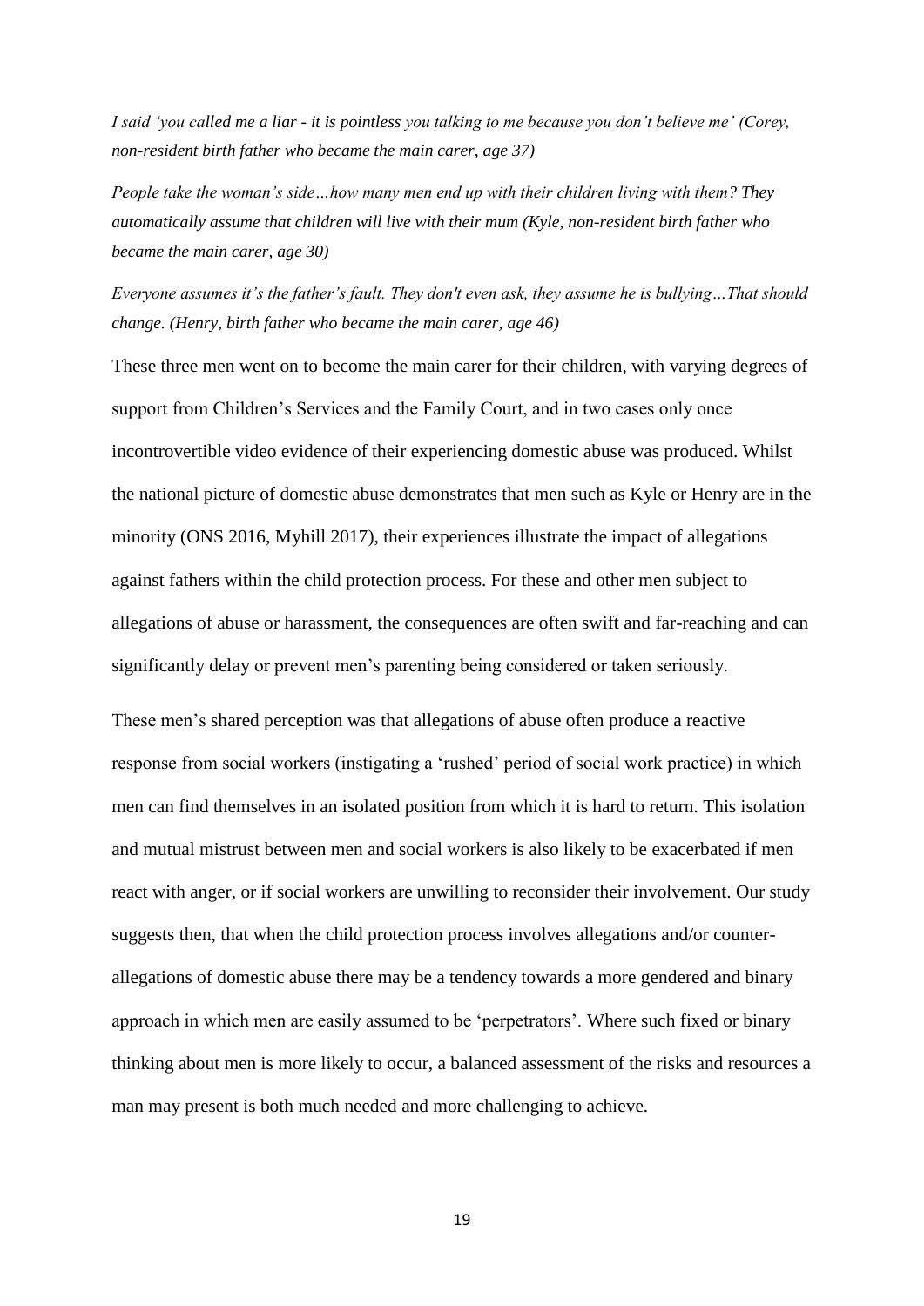*I said 'you called me a liar - it is pointless you talking to me because you don't believe me' (Corey, non-resident birth father who became the main carer, age 37)*

*People take the woman's side…how many men end up with their children living with them? They automatically assume that children will live with their mum (Kyle, non-resident birth father who became the main carer, age 30)*

*Everyone assumes it's the father's fault. They don't even ask, they assume he is bullying…That should change. (Henry, birth father who became the main carer, age 46)*

These three men went on to become the main carer for their children, with varying degrees of support from Children's Services and the Family Court, and in two cases only once incontrovertible video evidence of their experiencing domestic abuse was produced. Whilst the national picture of domestic abuse demonstrates that men such as Kyle or Henry are in the minority (ONS 2016, Myhill 2017), their experiences illustrate the impact of allegations against fathers within the child protection process. For these and other men subject to allegations of abuse or harassment, the consequences are often swift and far-reaching and can significantly delay or prevent men's parenting being considered or taken seriously.

These men's shared perception was that allegations of abuse often produce a reactive response from social workers (instigating a 'rushed' period of social work practice) in which men can find themselves in an isolated position from which it is hard to return. This isolation and mutual mistrust between men and social workers is also likely to be exacerbated if men react with anger, or if social workers are unwilling to reconsider their involvement. Our study suggests then, that when the child protection process involves allegations and/or counter-allegations of domestic abuse there may be a tendency towards a more gendered and binary approach in which men are easily assumed to be 'perpetrators'. Where such fixed or binary thinking about men is more likely to occur, a balanced assessment of the risks and resources a man may present is both much needed and more challenging to achieve.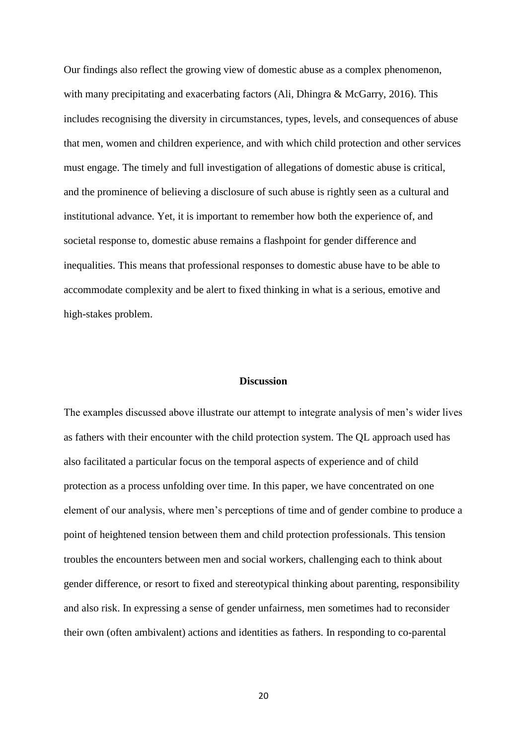Our findings also reflect the growing view of domestic abuse as a complex phenomenon, with many precipitating and exacerbating factors (Ali, Dhingra & McGarry, 2016). This includes recognising the diversity in circumstances, types, levels, and consequences of abuse that men, women and children experience, and with which child protection and other services must engage. The timely and full investigation of allegations of domestic abuse is critical, and the prominence of believing a disclosure of such abuse is rightly seen as a cultural and institutional advance. Yet, it is important to remember how both the experience of, and societal response to, domestic abuse remains a flashpoint for gender difference and inequalities. This means that professional responses to domestic abuse have to be able to accommodate complexity and be alert to fixed thinking in what is a serious, emotive and high-stakes problem.

## Discussion

The examples discussed above illustrate our attempt to integrate analysis of men's wider lives as fathers with their encounter with the child protection system. The QL approach used has also facilitated a particular focus on the temporal aspects of experience and of child protection as a process unfolding over time. In this paper, we have concentrated on one element of our analysis, where men's perceptions of time and of gender combine to produce a point of heightened tension between them and child protection professionals. This tension troubles the encounters between men and social workers, challenging each to think about gender difference, or resort to fixed and stereotypical thinking about parenting, responsibility and also risk. In expressing a sense of gender unfairness, men sometimes had to reconsider their own (often ambivalent) actions and identities as fathers. In responding to co-parental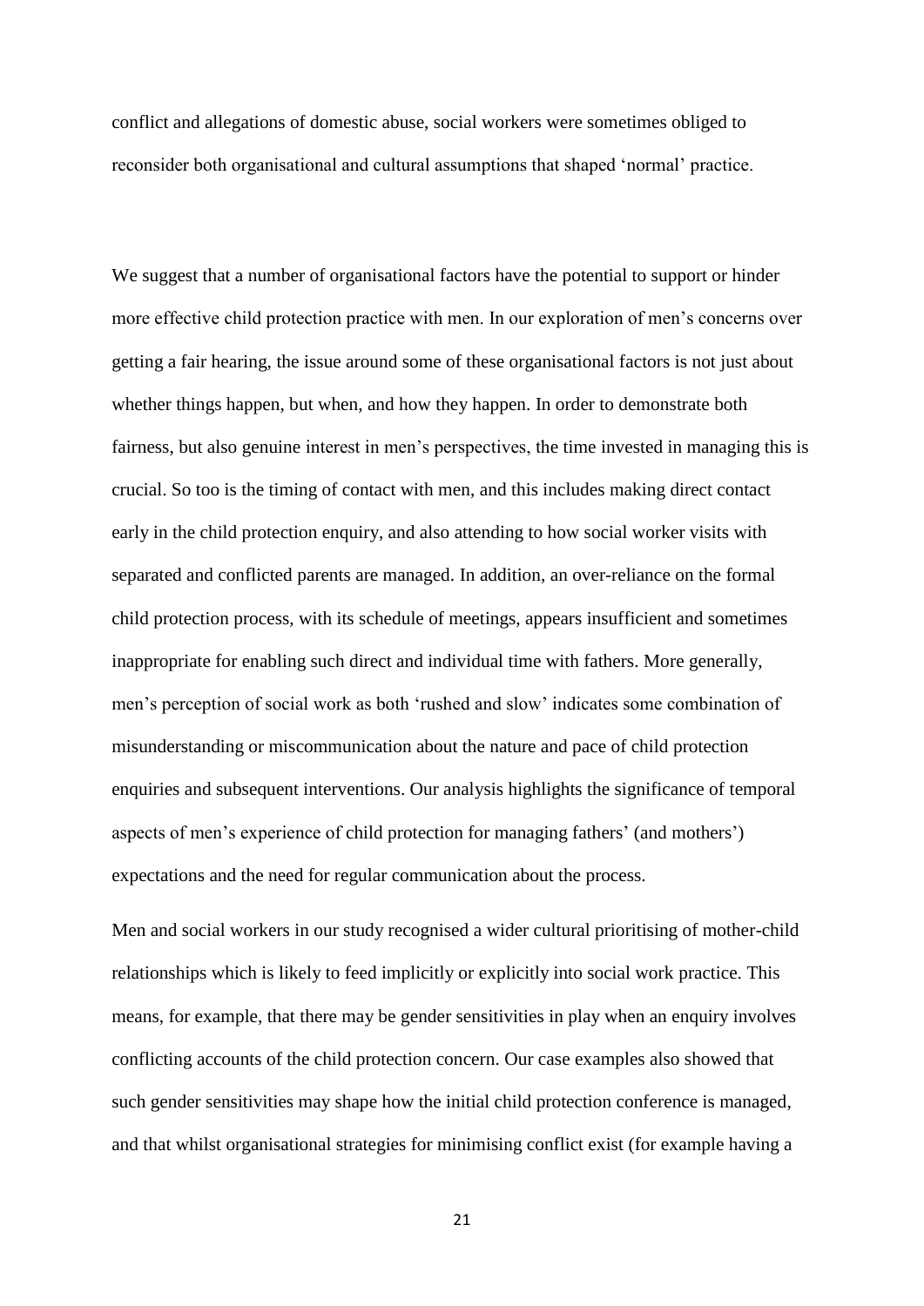conflict and allegations of domestic abuse, social workers were sometimes obliged to reconsider both organisational and cultural assumptions that shaped 'normal' practice.

We suggest that a number of organisational factors have the potential to support or hinder more effective child protection practice with men. In our exploration of men's concerns over getting a fair hearing, the issue around some of these organisational factors is not just about whether things happen, but when, and how they happen. In order to demonstrate both fairness, but also genuine interest in men's perspectives, the time invested in managing this is crucial. So too is the timing of contact with men, and this includes making direct contact early in the child protection enquiry, and also attending to how social worker visits with separated and conflicted parents are managed. In addition, an over-reliance on the formal child protection process, with its schedule of meetings, appears insufficient and sometimes inappropriate for enabling such direct and individual time with fathers. More generally, men's perception of social work as both 'rushed and slow' indicates some combination of misunderstanding or miscommunication about the nature and pace of child protection enquiries and subsequent interventions. Our analysis highlights the significance of temporal aspects of men's experience of child protection for managing fathers' (and mothers') expectations and the need for regular communication about the process.

Men and social workers in our study recognised a wider cultural prioritising of mother-child relationships which is likely to feed implicitly or explicitly into social work practice. This means, for example, that there may be gender sensitivities in play when an enquiry involves conflicting accounts of the child protection concern. Our case examples also showed that such gender sensitivities may shape how the initial child protection conference is managed, and that whilst organisational strategies for minimising conflict exist (for example having a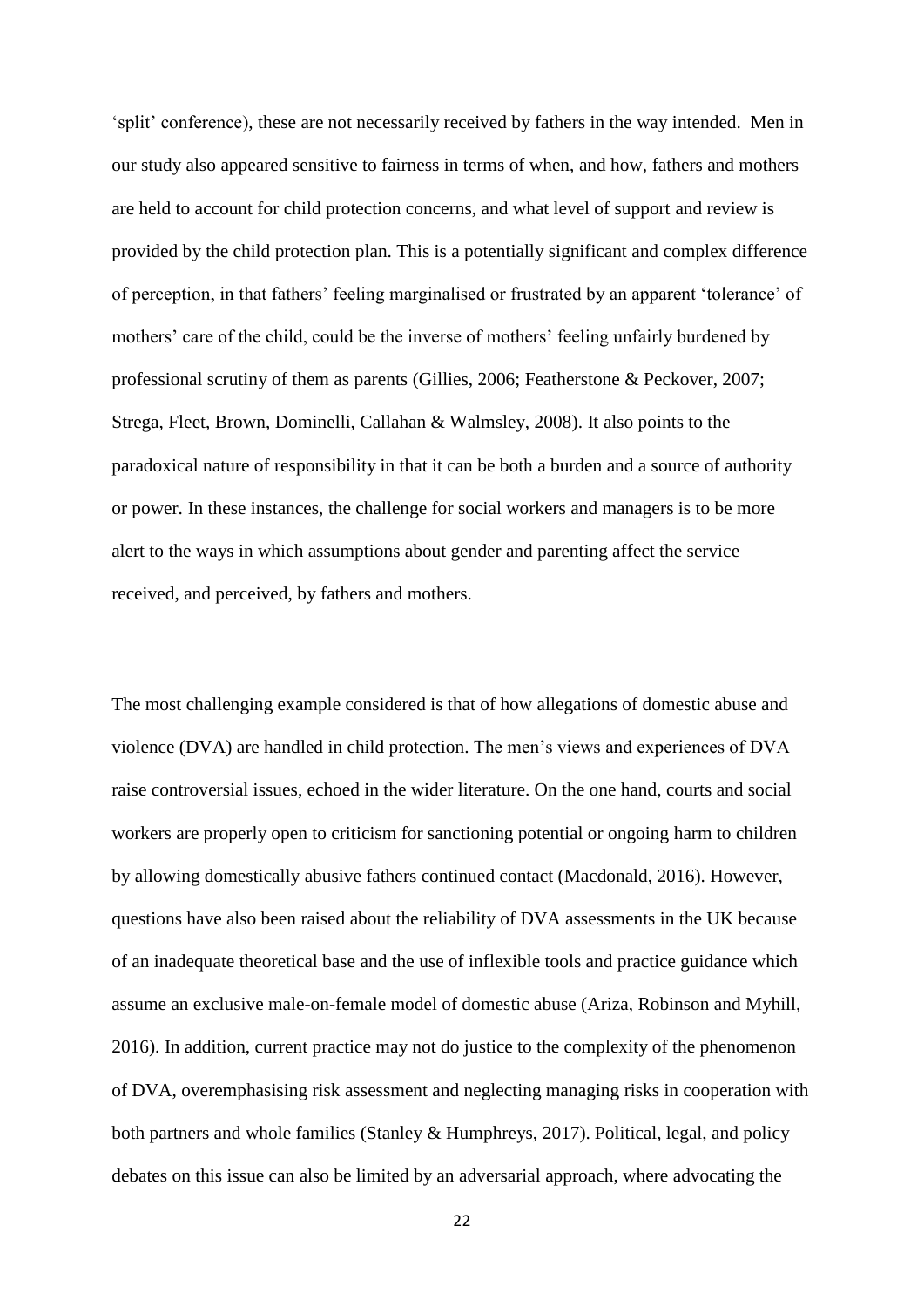'split' conference), these are not necessarily received by fathers in the way intended. Men in our study also appeared sensitive to fairness in terms of when, and how, fathers and mothers are held to account for child protection concerns, and what level of support and review is provided by the child protection plan. This is a potentially significant and complex difference of perception, in that fathers' feeling marginalised or frustrated by an apparent 'tolerance' of mothers' care of the child, could be the inverse of mothers' feeling unfairly burdened by professional scrutiny of them as parents (Gillies, 2006; Featherstone & Peckover, 2007; Strega, Fleet, Brown, Dominelli, Callahan & Walmsley, 2008). It also points to the paradoxical nature of responsibility in that it can be both a burden and a source of authority or power. In these instances, the challenge for social workers and managers is to be more alert to the ways in which assumptions about gender and parenting affect the service received, and perceived, by fathers and mothers.

The most challenging example considered is that of how allegations of domestic abuse and violence (DVA) are handled in child protection. The men's views and experiences of DVA raise controversial issues, echoed in the wider literature. On the one hand, courts and social workers are properly open to criticism for sanctioning potential or ongoing harm to children by allowing domestically abusive fathers continued contact (Macdonald, 2016). However, questions have also been raised about the reliability of DVA assessments in the UK because of an inadequate theoretical base and the use of inflexible tools and practice guidance which assume an exclusive male-on-female model of domestic abuse (Ariza, Robinson and Myhill, 2016). In addition, current practice may not do justice to the complexity of the phenomenon of DVA, overemphasising risk assessment and neglecting managing risks in cooperation with both partners and whole families (Stanley & Humphreys, 2017). Political, legal, and policy debates on this issue can also be limited by an adversarial approach, where advocating the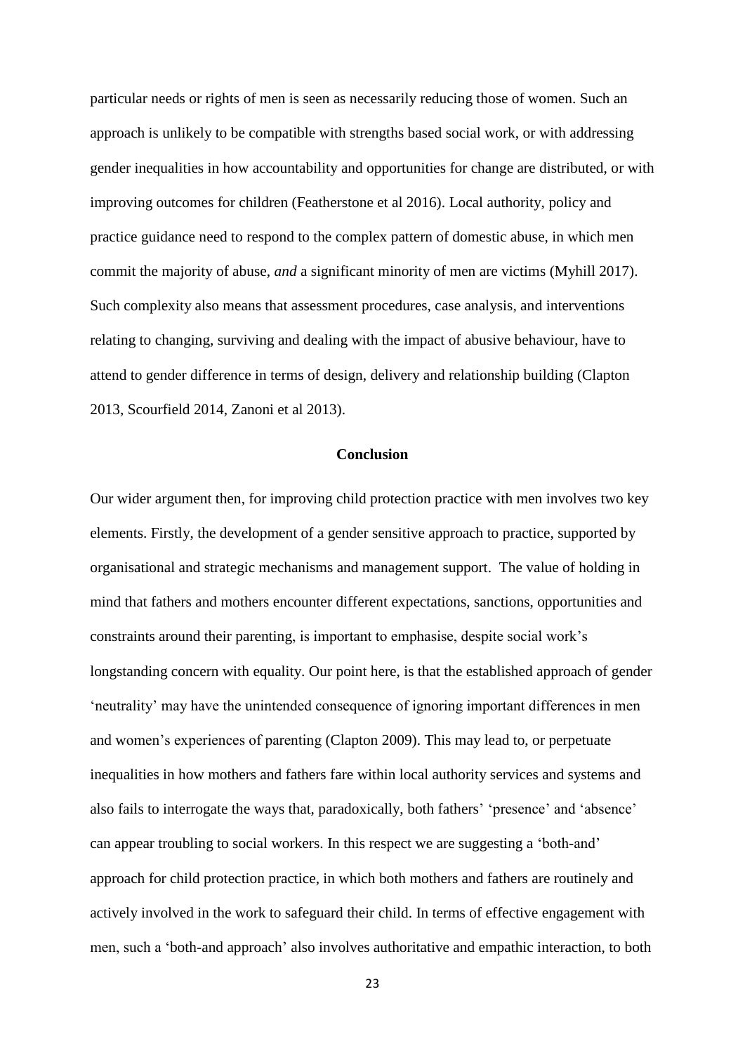particular needs or rights of men is seen as necessarily reducing those of women. Such an approach is unlikely to be compatible with strengths based social work, or with addressing gender inequalities in how accountability and opportunities for change are distributed, or with improving outcomes for children (Featherstone et al 2016). Local authority, policy and practice guidance need to respond to the complex pattern of domestic abuse, in which men commit the majority of abuse, *and* a significant minority of men are victims (Myhill 2017). Such complexity also means that assessment procedures, case analysis, and interventions relating to changing, surviving and dealing with the impact of abusive behaviour, have to attend to gender difference in terms of design, delivery and relationship building (Clapton 2013, Scourfield 2014, Zanoni et al 2013).

## Conclusion

Our wider argument then, for improving child protection practice with men involves two key elements. Firstly, the development of a gender sensitive approach to practice, supported by organisational and strategic mechanisms and management support. The value of holding in mind that fathers and mothers encounter different expectations, sanctions, opportunities and constraints around their parenting, is important to emphasise, despite social work's longstanding concern with equality. Our point here, is that the established approach of gender 'neutrality' may have the unintended consequence of ignoring important differences in men and women's experiences of parenting (Clapton 2009). This may lead to, or perpetuate inequalities in how mothers and fathers fare within local authority services and systems and also fails to interrogate the ways that, paradoxically, both fathers' 'presence' and 'absence' can appear troubling to social workers. In this respect we are suggesting a 'both-and' approach for child protection practice, in which both mothers and fathers are routinely and actively involved in the work to safeguard their child. In terms of effective engagement with men, such a 'both-and approach' also involves authoritative and empathic interaction, to both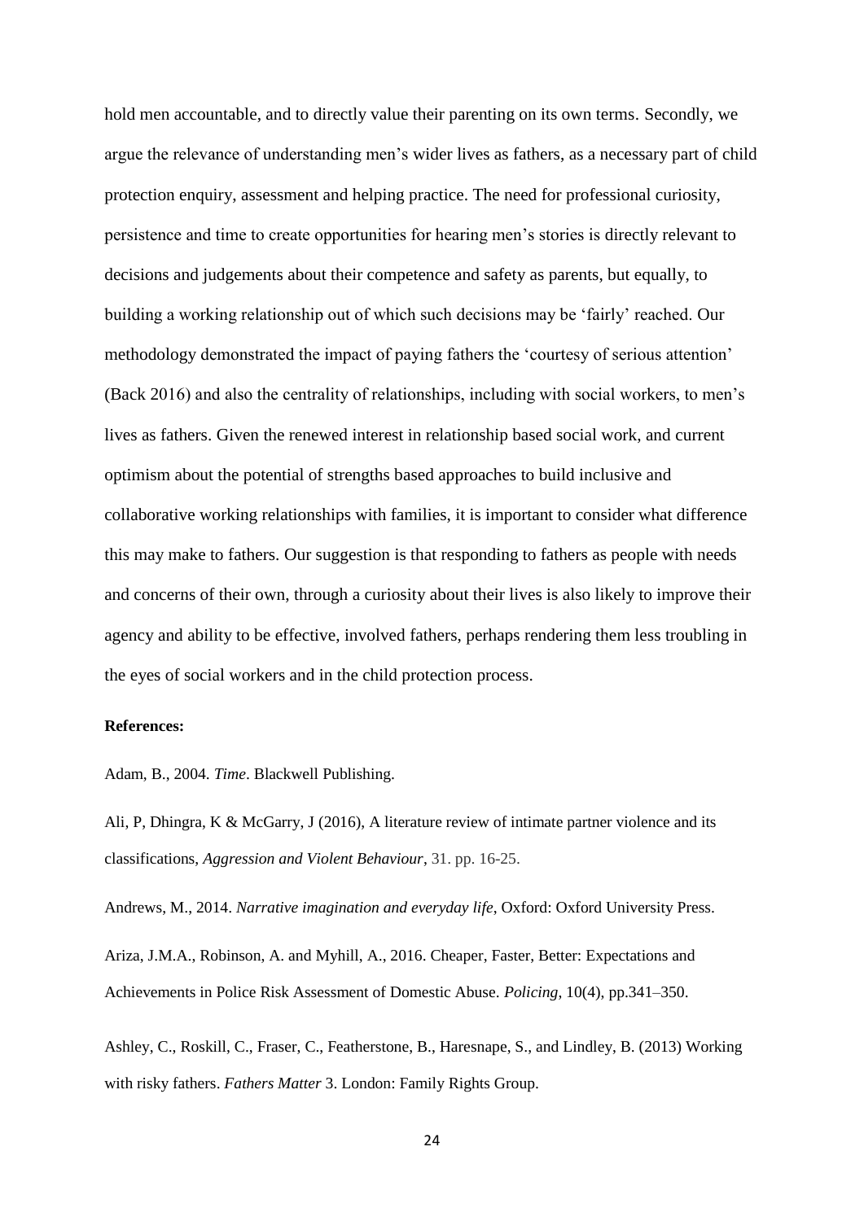hold men accountable, and to directly value their parenting on its own terms. Secondly, we argue the relevance of understanding men's wider lives as fathers, as a necessary part of child protection enquiry, assessment and helping practice. The need for professional curiosity, persistence and time to create opportunities for hearing men's stories is directly relevant to decisions and judgements about their competence and safety as parents, but equally, to building a working relationship out of which such decisions may be 'fairly' reached. Our methodology demonstrated the impact of paying fathers the 'courtesy of serious attention' (Back 2016) and also the centrality of relationships, including with social workers, to men's lives as fathers. Given the renewed interest in relationship based social work, and current optimism about the potential of strengths based approaches to build inclusive and collaborative working relationships with families, it is important to consider what difference this may make to fathers. Our suggestion is that responding to fathers as people with needs and concerns of their own, through a curiosity about their lives is also likely to improve their agency and ability to be effective, involved fathers, perhaps rendering them less troubling in the eyes of social workers and in the child protection process.

**References:**

Adam, B., 2004. *Time*. Blackwell Publishing.

Ali, P, Dhingra, K & McGarry, J (2016), A literature review of intimate partner violence and its classifications, *Aggression and Violent Behaviour*, 31. pp. 16-25.

Andrews, M., 2014. *Narrative imagination and everyday life*, Oxford: Oxford University Press.

Ariza, J.M.A., Robinson, A. and Myhill, A., 2016. Cheaper, Faster, Better: Expectations and Achievements in Police Risk Assessment of Domestic Abuse. *Policing*, 10(4), pp.341–350.

Ashley, C., Roskill, C., Fraser, C., Featherstone, B., Haresnape, S., and Lindley, B. (2013) Working with risky fathers. *Fathers Matter* 3. London: Family Rights Group.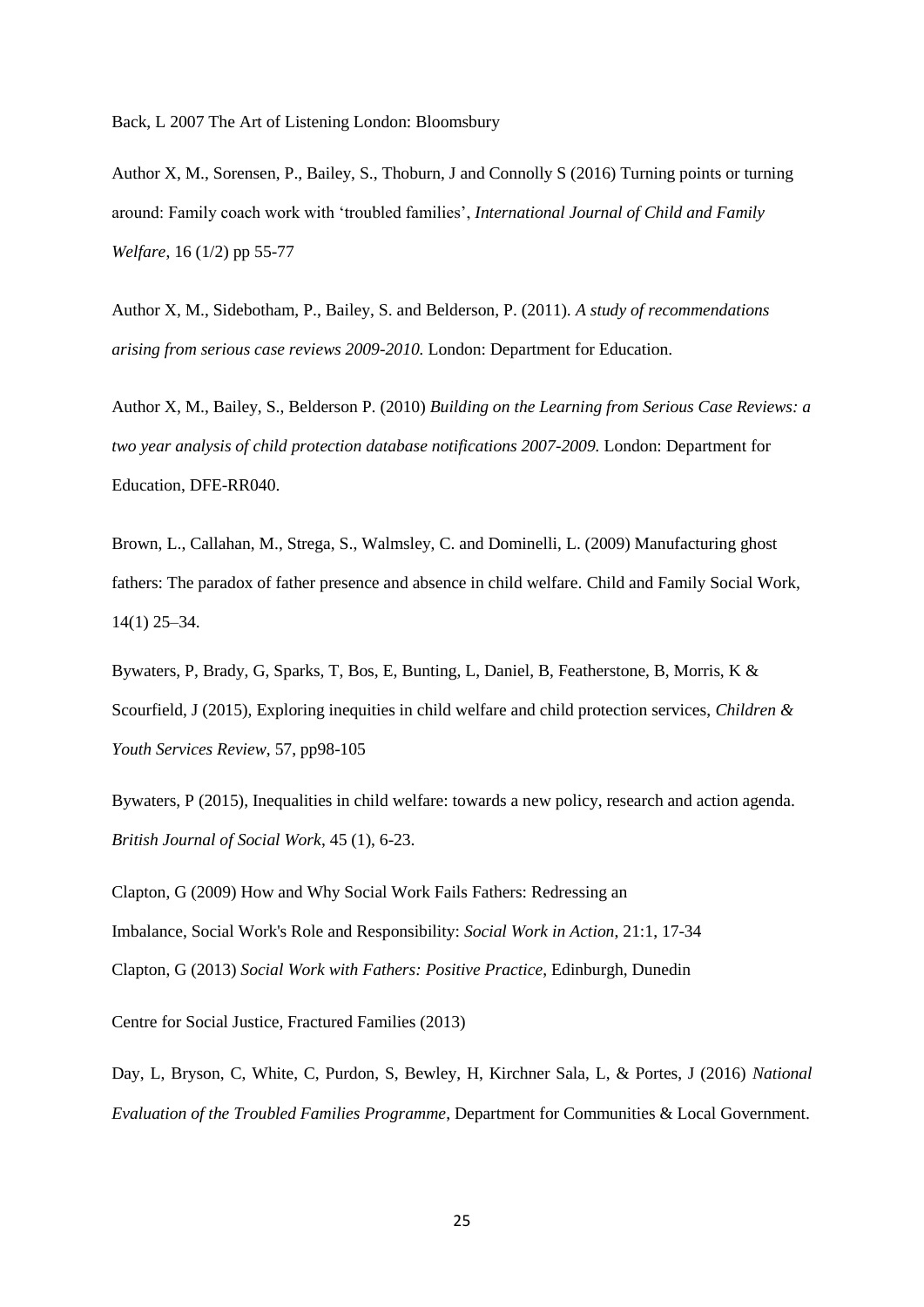Back, L 2007 The Art of Listening London: Bloomsbury

Author X, M., Sorensen, P., Bailey, S., Thoburn, J and Connolly S (2016) Turning points or turning around: Family coach work with 'troubled families', *International Journal of Child and Family Welfare*, 16 (1/2) pp 55-77

Author X, M., Sidebotham, P., Bailey, S. and Belderson, P. (2011). *A study of recommendations arising from serious case reviews 2009-2010.* London: Department for Education.

Author X, M., Bailey, S., Belderson P. (2010) *Building on the Learning from Serious Case Reviews: a two year analysis of child protection database notifications 2007-2009.* London: Department for Education, DFE-RR040.

Brown, L., Callahan, M., Strega, S., Walmsley, C. and Dominelli, L. (2009) Manufacturing ghost fathers: The paradox of father presence and absence in child welfare. Child and Family Social Work, 14(1) 25–34.

Bywaters, P, Brady, G, Sparks, T, Bos, E, Bunting, L, Daniel, B, Featherstone, B, Morris, K & Scourfield, J (2015), Exploring inequities in child welfare and child protection services, *Children & Youth Services Review*, 57, pp98-105

Bywaters, P (2015), Inequalities in child welfare: towards a new policy, research and action agenda. *British Journal of Social Work*, 45 (1), 6-23.

Clapton, G (2009) How and Why Social Work Fails Fathers: Redressing an Imbalance, Social Work's Role and Responsibility: *Social Work in Action*, 21:1, 17-34

Clapton, G (2013) *Social Work with Fathers: Positive Practice*, Edinburgh, Dunedin

Centre for Social Justice, Fractured Families (2013)

Day, L, Bryson, C, White, C, Purdon, S, Bewley, H, Kirchner Sala, L, & Portes, J (2016) *National Evaluation of the Troubled Families Programme*, Department for Communities & Local Government.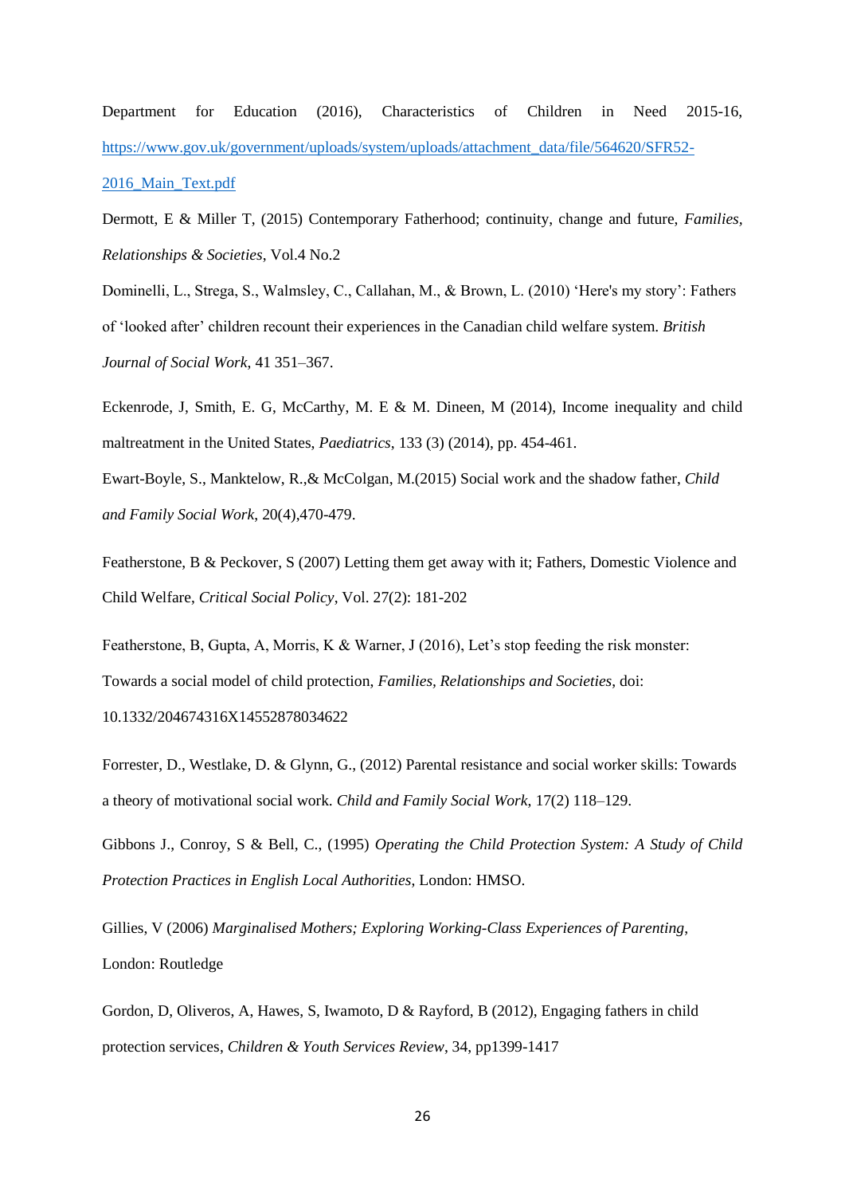Department for Education (2016), Characteristics of Children in Need 2015-16, https://www.gov.uk/government/uploads/system/uploads/attachment_data/file/564620/SFR52-2016_Main_Text.pdf

Dermott, E & Miller T, (2015) Contemporary Fatherhood; continuity, change and future, *Families, Relationships & Societies*, Vol.4 No.2

Dominelli, L., Strega, S., Walmsley, C., Callahan, M., & Brown, L. (2010) 'Here's my story': Fathers of 'looked after' children recount their experiences in the Canadian child welfare system. *British Journal of Social Work*, 41 351–367.

Eckenrode, J, Smith, E. G, McCarthy, M. E & M. Dineen, M (2014), Income inequality and child maltreatment in the United States, *Paediatrics*, 133 (3) (2014), pp. 454-461.

Ewart-Boyle, S., Manktelow, R.,& McColgan, M.(2015) Social work and the shadow father, *Child and Family Social Work*, 20(4),470-479.

Featherstone, B & Peckover, S (2007) Letting them get away with it; Fathers, Domestic Violence and Child Welfare, *Critical Social Policy*, Vol. 27(2): 181-202

Featherstone, B, Gupta, A, Morris, K & Warner, J (2016), Let's stop feeding the risk monster: Towards a social model of child protection, *Families, Relationships and Societies*, doi: 10.1332/204674316X14552878034622

Forrester, D., Westlake, D. & Glynn, G., (2012) Parental resistance and social worker skills: Towards a theory of motivational social work. *Child and Family Social Work*, 17(2) 118–129.

Gibbons J., Conroy, S & Bell, C., (1995) *Operating the Child Protection System: A Study of Child Protection Practices in English Local Authorities*, London: HMSO.

Gillies, V (2006) *Marginalised Mothers; Exploring Working-Class Experiences of Parenting*, London: Routledge

Gordon, D, Oliveros, A, Hawes, S, Iwamoto, D & Rayford, B (2012), Engaging fathers in child protection services, *Children & Youth Services Review*, 34, pp1399-1417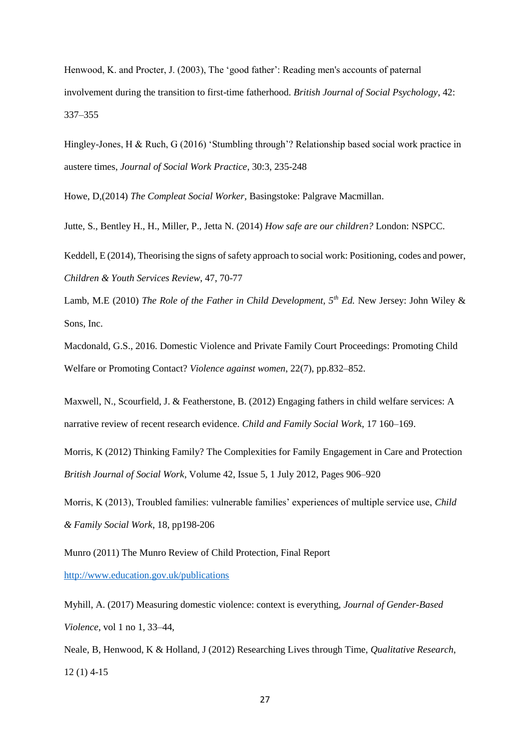Henwood, K. and Procter, J. (2003), The 'good father': Reading men's accounts of paternal involvement during the transition to first-time fatherhood. *British Journal of Social Psychology*, 42: 337–355

Hingley-Jones, H & Ruch, G (2016) 'Stumbling through'? Relationship based social work practice in austere times, *Journal of Social Work Practice*, 30:3, 235-248

Howe, D,(2014) *The Compleat Social Worker,* Basingstoke: Palgrave Macmillan.

Jutte, S., Bentley H., H., Miller, P., Jetta N. (2014) *How safe are our children?* London: NSPCC.

Keddell, E (2014), Theorising the signs of safety approach to social work: Positioning, codes and power, *Children & Youth Services Review*, 47, 70-77

Lamb, M.E (2010) *The Role of the Father in Child Development, 5th Ed.* New Jersey: John Wiley & Sons, Inc.

Macdonald, G.S., 2016. Domestic Violence and Private Family Court Proceedings: Promoting Child Welfare or Promoting Contact? *Violence against women*, 22(7), pp.832–852.

Maxwell, N., Scourfield, J. & Featherstone, B. (2012) Engaging fathers in child welfare services: A narrative review of recent research evidence. *Child and Family Social Work*, 17 160–169.

Morris, K (2012) Thinking Family? The Complexities for Family Engagement in Care and Protection *British Journal of Social Work*, Volume 42, Issue 5, 1 July 2012, Pages 906–920

Morris, K (2013), Troubled families: vulnerable families' experiences of multiple service use, *Child & Family Social Work*, 18, pp198-206

Munro (2011) The Munro Review of Child Protection, Final Report http://www.education.gov.uk/publications

Myhill, A. (2017) Measuring domestic violence: context is everything, *Journal of Gender-Based Violence*, vol 1 no 1, 33–44,

Neale, B, Henwood, K & Holland, J (2012) Researching Lives through Time, *Qualitative Research*, 12 (1) 4-15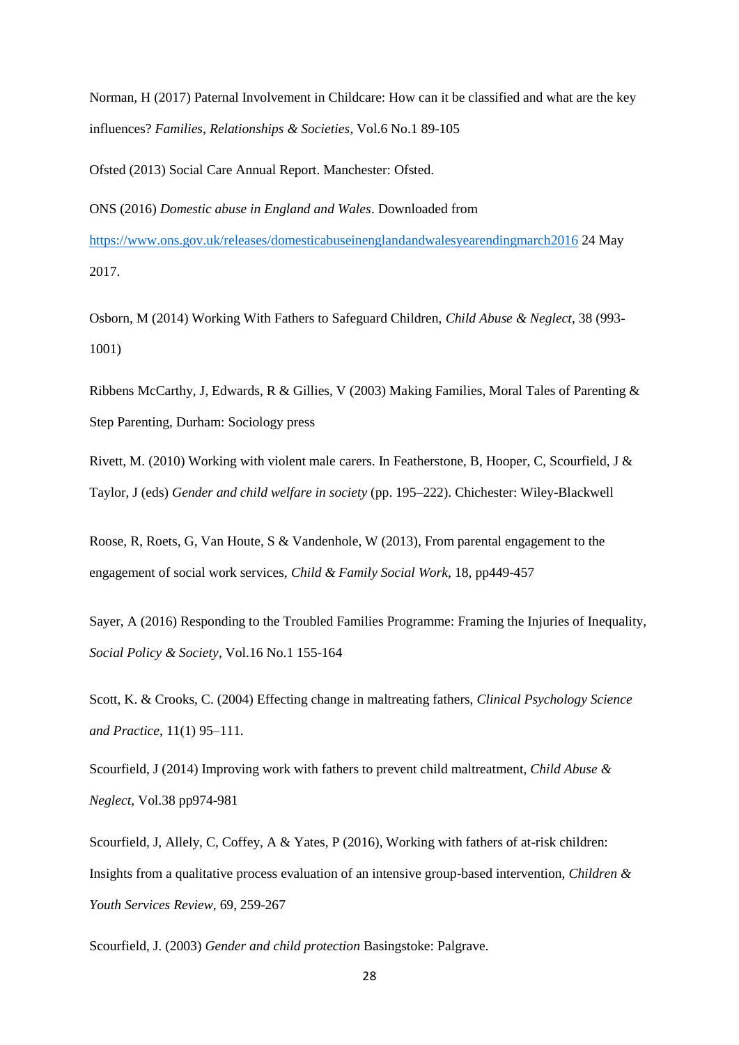Norman, H (2017) Paternal Involvement in Childcare: How can it be classified and what are the key influences? *Families, Relationships & Societies*, Vol.6 No.1 89-105

Ofsted (2013) Social Care Annual Report. Manchester: Ofsted.

ONS (2016) *Domestic abuse in England and Wales*. Downloaded from https://www.ons.gov.uk/releases/domesticabuseinenglandandwalesyearendingmarch2016 24 May 2017.

Osborn, M (2014) Working With Fathers to Safeguard Children, *Child Abuse & Neglect*, 38 (993-1001)

Ribbens McCarthy, J, Edwards, R & Gillies, V (2003) Making Families, Moral Tales of Parenting & Step Parenting, Durham: Sociology press

Rivett, M. (2010) Working with violent male carers. In Featherstone, B, Hooper, C, Scourfield, J & Taylor, J (eds) *Gender and child welfare in society* (pp. 195–222). Chichester: Wiley-Blackwell

Roose, R, Roets, G, Van Houte, S & Vandenhole, W (2013), From parental engagement to the engagement of social work services, *Child & Family Social Work*, 18, pp449-457

Sayer, A (2016) Responding to the Troubled Families Programme: Framing the Injuries of Inequality, *Social Policy & Society*, Vol.16 No.1 155-164

Scott, K. & Crooks, C. (2004) Effecting change in maltreating fathers, *Clinical Psychology Science and Practice*, 11(1) 95–111.

Scourfield, J (2014) Improving work with fathers to prevent child maltreatment, *Child Abuse & Neglect*, Vol.38 pp974-981

Scourfield, J, Allely, C, Coffey, A & Yates, P (2016), Working with fathers of at-risk children: Insights from a qualitative process evaluation of an intensive group-based intervention, *Children & Youth Services Review*, 69, 259-267

Scourfield, J. (2003) *Gender and child protection* Basingstoke: Palgrave.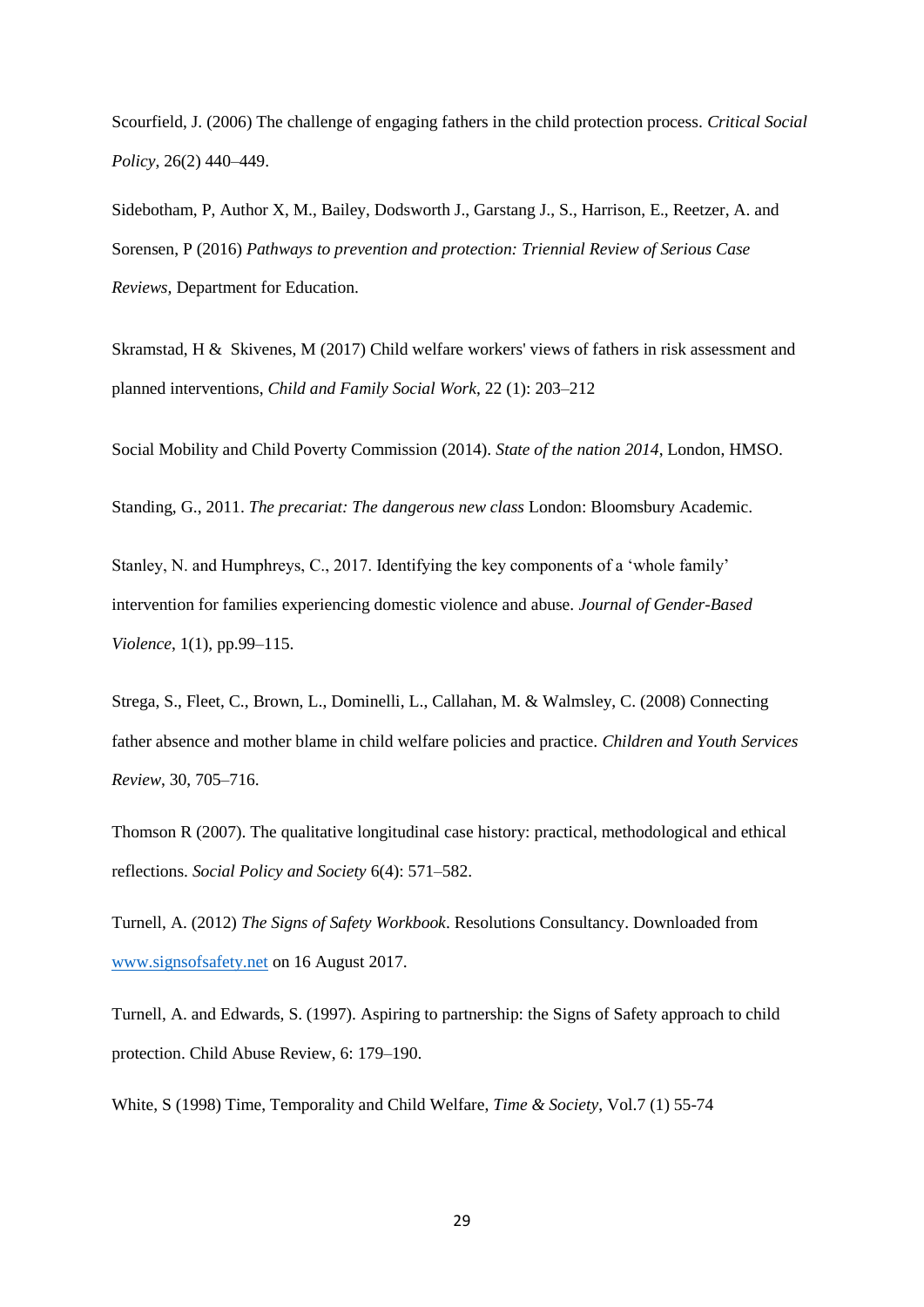Scourfield, J. (2006) The challenge of engaging fathers in the child protection process. *Critical Social Policy*, 26(2) 440–449.

Sidebotham, P, Author X, M., Bailey, Dodsworth J., Garstang J., S., Harrison, E., Reetzer, A. and Sorensen, P (2016) *Pathways to prevention and protection: Triennial Review of Serious Case Reviews*, Department for Education.

Skramstad, H & Skivenes, M (2017) Child welfare workers' views of fathers in risk assessment and planned interventions, *Child and Family Social Work*, 22 (1): 203–212

Social Mobility and Child Poverty Commission (2014). *State of the nation 2014*, London, HMSO.

Standing, G., 2011. *The precariat: The dangerous new class* London: Bloomsbury Academic.

Stanley, N. and Humphreys, C., 2017. Identifying the key components of a 'whole family' intervention for families experiencing domestic violence and abuse. *Journal of Gender-Based Violence*, 1(1), pp.99–115.

Strega, S., Fleet, C., Brown, L., Dominelli, L., Callahan, M. & Walmsley, C. (2008) Connecting father absence and mother blame in child welfare policies and practice. *Children and Youth Services Review*, 30, 705–716.

Thomson R (2007). The qualitative longitudinal case history: practical, methodological and ethical reflections. *Social Policy and Society* 6(4): 571–582.

Turnell, A. (2012) *The Signs of Safety Workbook*. Resolutions Consultancy. Downloaded from www.signsofsafety.net on 16 August 2017.

Turnell, A. and Edwards, S. (1997). Aspiring to partnership: the Signs of Safety approach to child protection. Child Abuse Review, 6: 179–190.

White, S (1998) Time, Temporality and Child Welfare, *Time & Society*, Vol.7 (1) 55-74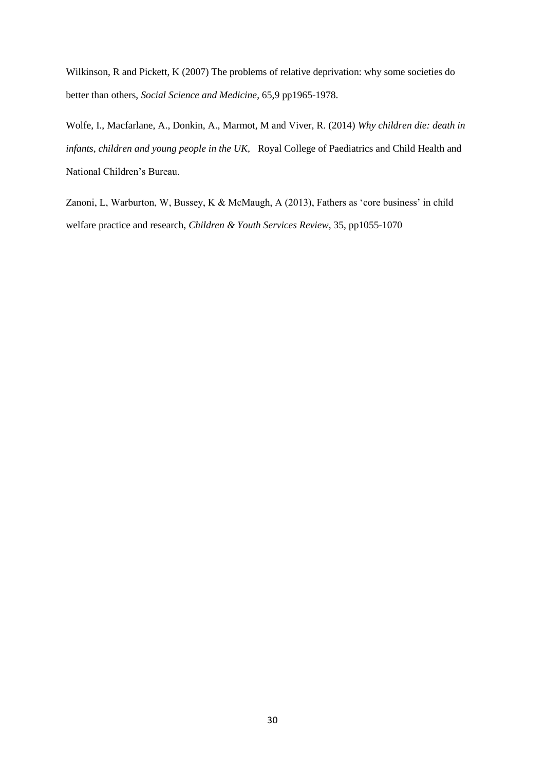Wilkinson, R and Pickett, K (2007) The problems of relative deprivation: why some societies do better than others, *Social Science and Medicine*, 65,9 pp1965-1978.

Wolfe, I., Macfarlane, A., Donkin, A., Marmot, M and Viver, R. (2014) *Why children die: death in infants, children and young people in the UK,* Royal College of Paediatrics and Child Health and National Children's Bureau.

Zanoni, L, Warburton, W, Bussey, K & McMaugh, A (2013), Fathers as 'core business' in child welfare practice and research, *Children & Youth Services Review*, 35, pp1055-1070